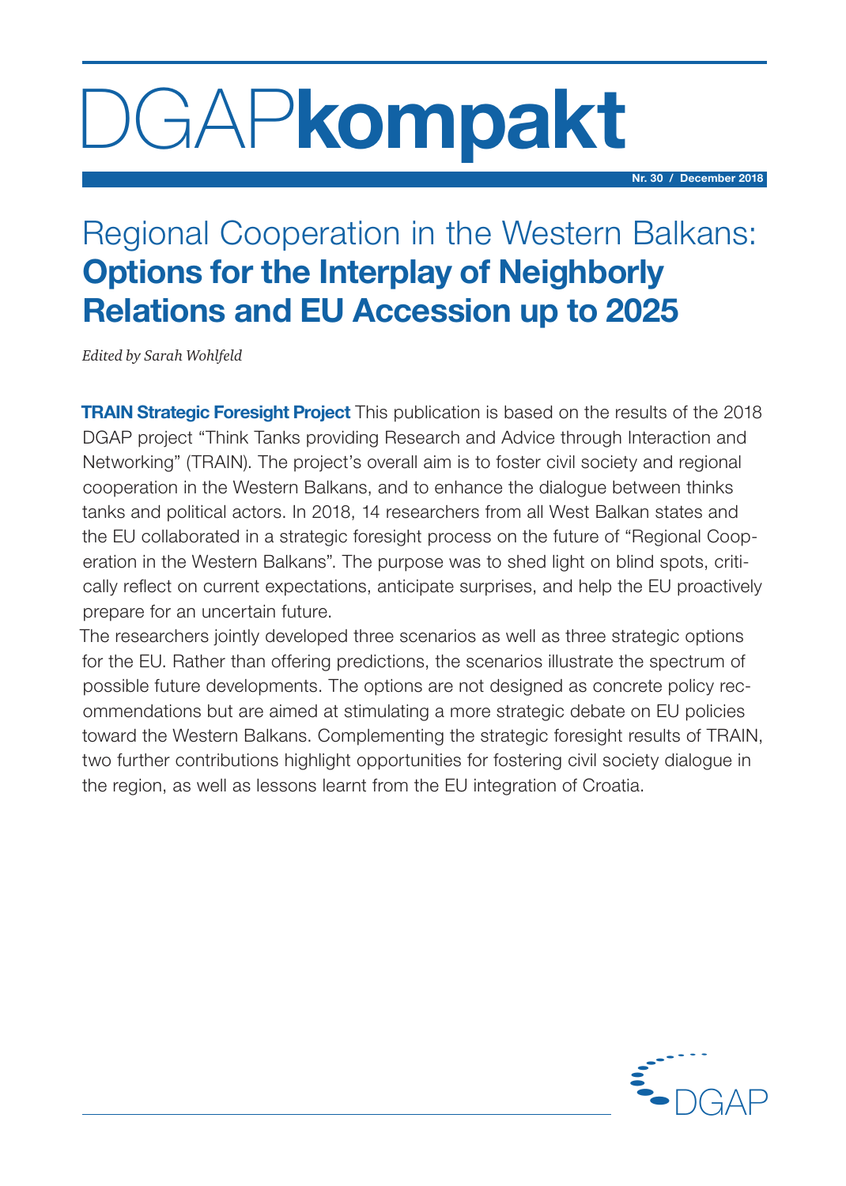# DGAP**kompakt**

Nr. 30 / December 2018

## Regional Cooperation in the Western Balkans: **Options for the Interplay of Neighborly Relations and EU Accession up to 2025**

*Edited by Sarah Wohlfeld*

**TRAIN Strategic Foresight Project** This publication is based on the results of the 2018 DGAP project "Think Tanks providing Research and Advice through Interaction and Networking" (TRAIN). The project's overall aim is to foster civil society and regional cooperation in the Western Balkans, and to enhance the dialogue between thinks tanks and political actors. In 2018, 14 researchers from all West Balkan states and the EU collaborated in a strategic foresight process on the future of "Regional Cooperation in the Western Balkans". The purpose was to shed light on blind spots, critically reflect on current expectations, anticipate surprises, and help the EU proactively prepare for an uncertain future.

The researchers jointly developed three scenarios as well as three strategic options for the EU. Rather than offering predictions, the scenarios illustrate the spectrum of possible future developments. The options are not designed as concrete policy recommendations but are aimed at stimulating a more strategic debate on EU policies toward the Western Balkans. Complementing the strategic foresight results of TRAIN, two further contributions highlight opportunities for fostering civil society dialogue in the region, as well as lessons learnt from the EU integration of Croatia.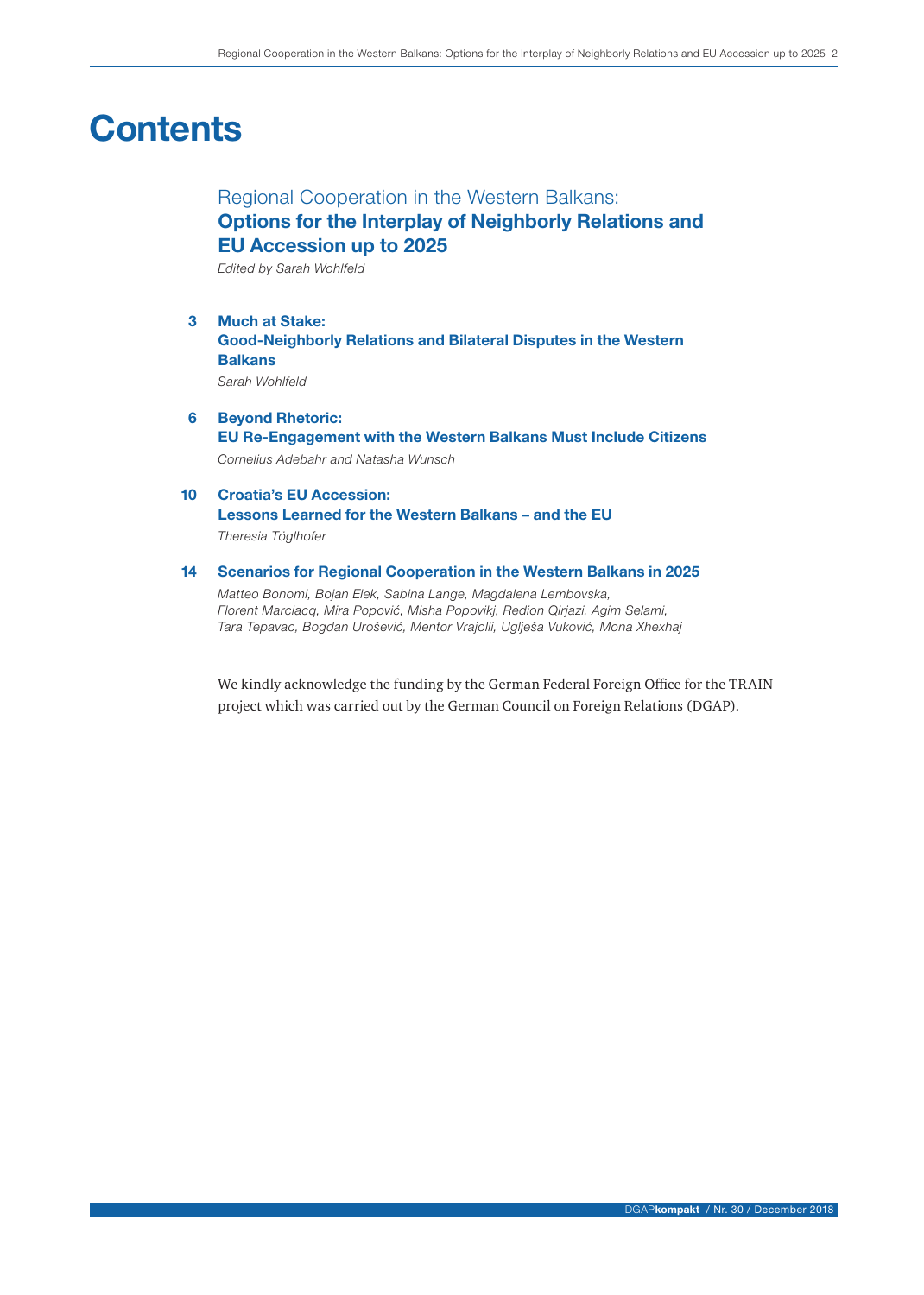# Contents

Regional Cooperation in the Western Balkans:
**Options for the Interplay of Neighborly Relations and EU Accession up to 2025**
*Edited by Sarah Wohlfeld*

**3 Much at Stake:**
**Good-Neighborly Relations and Bilateral Disputes in the Western Balkans**
*Sarah Wohlfeld*

**6 Beyond Rhetoric:**
**EU Re-Engagement with the Western Balkans Must Include Citizens**
*Cornelius Adebahr and Natasha Wunsch*

**10 Croatia's EU Accession:**
**Lessons Learned for the Western Balkans – and the EU**
*Theresia Töglhofer*

**14 Scenarios for Regional Cooperation in the Western Balkans in 2025**
*Matteo Bonomi, Bojan Elek, Sabina Lange, Magdalena Lembovska, Florent Marciacq, Mira Popović, Misha Popovikj, Redion Qirjazi, Agim Selami, Tara Tepavac, Bogdan Urošević, Mentor Vrajolli, Uglješa Vuković, Mona Xhexhaj*

We kindly acknowledge the funding by the German Federal Foreign Office for the TRAIN project which was carried out by the German Council on Foreign Relations (DGAP).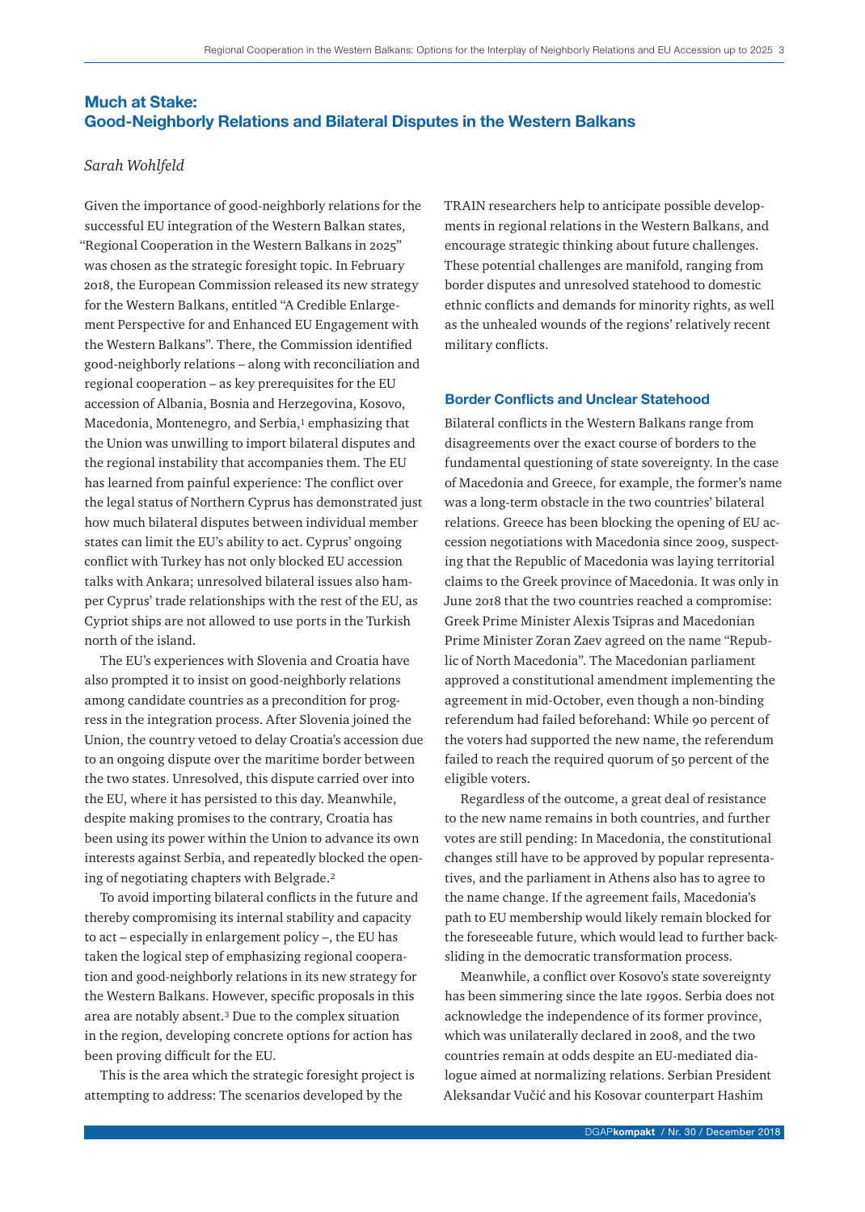## Much at Stake: Good-Neighborly Relations and Bilateral Disputes in the Western Balkans

*Sarah Wohlfeld*

Given the importance of good-neighborly relations for the successful EU integration of the Western Balkan states, "Regional Cooperation in the Western Balkans in 2025" was chosen as the strategic foresight topic. In February 2018, the European Commission released its new strategy for the Western Balkans, entitled "A Credible Enlargement Perspective for and Enhanced EU Engagement with the Western Balkans". There, the Commission identified good-neighborly relations – along with reconciliation and regional cooperation – as key prerequisites for the EU accession of Albania, Bosnia and Herzegovina, Kosovo, Macedonia, Montenegro, and Serbia,[1] emphasizing that the Union was unwilling to import bilateral disputes and the regional instability that accompanies them. The EU has learned from painful experience: The conflict over the legal status of Northern Cyprus has demonstrated just how much bilateral disputes between individual member states can limit the EU's ability to act. Cyprus' ongoing conflict with Turkey has not only blocked EU accession talks with Ankara; unresolved bilateral issues also hamper Cyprus' trade relationships with the rest of the EU, as Cypriot ships are not allowed to use ports in the Turkish north of the island.

The EU's experiences with Slovenia and Croatia have also prompted it to insist on good-neighborly relations among candidate countries as a precondition for progress in the integration process. After Slovenia joined the Union, the country vetoed to delay Croatia's accession due to an ongoing dispute over the maritime border between the two states. Unresolved, this dispute carried over into the EU, where it has persisted to this day. Meanwhile, despite making promises to the contrary, Croatia has been using its power within the Union to advance its own interests against Serbia, and repeatedly blocked the opening of negotiating chapters with Belgrade.[2]

To avoid importing bilateral conflicts in the future and thereby compromising its internal stability and capacity to act – especially in enlargement policy –, the EU has taken the logical step of emphasizing regional cooperation and good-neighborly relations in its new strategy for the Western Balkans. However, specific proposals in this area are notably absent.[3] Due to the complex situation in the region, developing concrete options for action has been proving difficult for the EU.

This is the area which the strategic foresight project is attempting to address: The scenarios developed by the TRAIN researchers help to anticipate possible developments in regional relations in the Western Balkans, and encourage strategic thinking about future challenges. These potential challenges are manifold, ranging from border disputes and unresolved statehood to domestic ethnic conflicts and demands for minority rights, as well as the unhealed wounds of the regions' relatively recent military conflicts.

### Border Conflicts and Unclear Statehood

Bilateral conflicts in the Western Balkans range from disagreements over the exact course of borders to the fundamental questioning of state sovereignty. In the case of Macedonia and Greece, for example, the former's name was a long-term obstacle in the two countries' bilateral relations. Greece has been blocking the opening of EU accession negotiations with Macedonia since 2009, suspecting that the Republic of Macedonia was laying territorial claims to the Greek province of Macedonia. It was only in June 2018 that the two countries reached a compromise: Greek Prime Minister Alexis Tsipras and Macedonian Prime Minister Zoran Zaev agreed on the name "Republic of North Macedonia". The Macedonian parliament approved a constitutional amendment implementing the agreement in mid-October, even though a non-binding referendum had failed beforehand: While 90 percent of the voters had supported the new name, the referendum failed to reach the required quorum of 50 percent of the eligible voters.

Regardless of the outcome, a great deal of resistance to the new name remains in both countries, and further votes are still pending: In Macedonia, the constitutional changes still have to be approved by popular representatives, and the parliament in Athens also has to agree to the name change. If the agreement fails, Macedonia's path to EU membership would likely remain blocked for the foreseeable future, which would lead to further backsliding in the democratic transformation process.

Meanwhile, a conflict over Kosovo's state sovereignty has been simmering since the late 1990s. Serbia does not acknowledge the independence of its former province, which was unilaterally declared in 2008, and the two countries remain at odds despite an EU-mediated dialogue aimed at normalizing relations. Serbian President Aleksandar Vučić and his Kosovar counterpart Hashim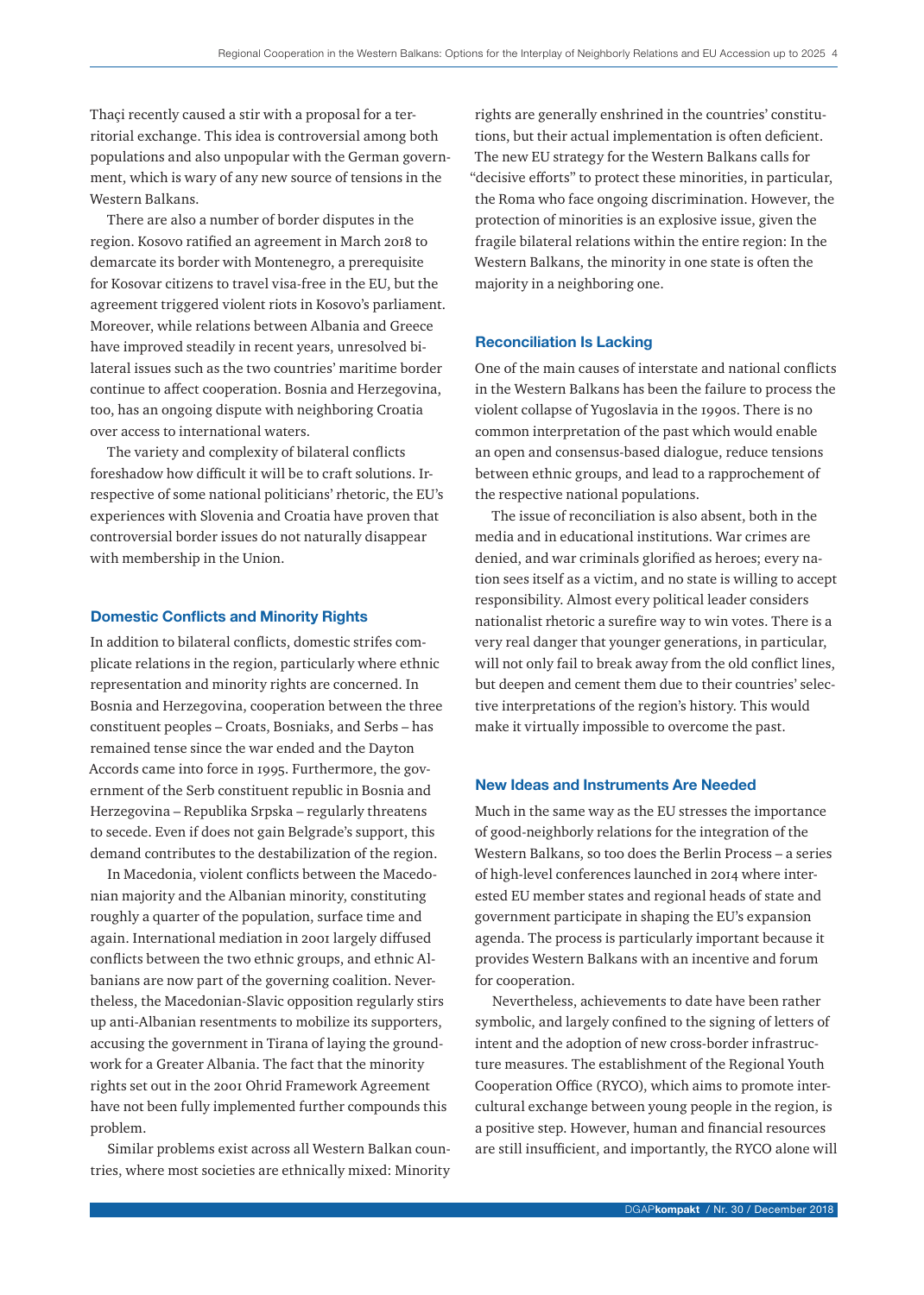Thaçi recently caused a stir with a proposal for a territorial exchange. This idea is controversial among both populations and also unpopular with the German government, which is wary of any new source of tensions in the Western Balkans.

There are also a number of border disputes in the region. Kosovo ratified an agreement in March 2018 to demarcate its border with Montenegro, a prerequisite for Kosovar citizens to travel visa-free in the EU, but the agreement triggered violent riots in Kosovo's parliament. Moreover, while relations between Albania and Greece have improved steadily in recent years, unresolved bilateral issues such as the two countries' maritime border continue to affect cooperation. Bosnia and Herzegovina, too, has an ongoing dispute with neighboring Croatia over access to international waters.

The variety and complexity of bilateral conflicts foreshadow how difficult it will be to craft solutions. Irrespective of some national politicians' rhetoric, the EU's experiences with Slovenia and Croatia have proven that controversial border issues do not naturally disappear with membership in the Union.

## Domestic Conflicts and Minority Rights

In addition to bilateral conflicts, domestic strifes complicate relations in the region, particularly where ethnic representation and minority rights are concerned. In Bosnia and Herzegovina, cooperation between the three constituent peoples – Croats, Bosniaks, and Serbs – has remained tense since the war ended and the Dayton Accords came into force in 1995. Furthermore, the government of the Serb constituent republic in Bosnia and Herzegovina – Republika Srpska – regularly threatens to secede. Even if does not gain Belgrade's support, this demand contributes to the destabilization of the region.

In Macedonia, violent conflicts between the Macedonian majority and the Albanian minority, constituting roughly a quarter of the population, surface time and again. International mediation in 2001 largely diffused conflicts between the two ethnic groups, and ethnic Albanians are now part of the governing coalition. Nevertheless, the Macedonian-Slavic opposition regularly stirs up anti-Albanian resentments to mobilize its supporters, accusing the government in Tirana of laying the groundwork for a Greater Albania. The fact that the minority rights set out in the 2001 Ohrid Framework Agreement have not been fully implemented further compounds this problem.

Similar problems exist across all Western Balkan countries, where most societies are ethnically mixed: Minority rights are generally enshrined in the countries' constitutions, but their actual implementation is often deficient. The new EU strategy for the Western Balkans calls for "decisive efforts" to protect these minorities, in particular, the Roma who face ongoing discrimination. However, the protection of minorities is an explosive issue, given the fragile bilateral relations within the entire region: In the Western Balkans, the minority in one state is often the majority in a neighboring one.

## Reconciliation Is Lacking

One of the main causes of interstate and national conflicts in the Western Balkans has been the failure to process the violent collapse of Yugoslavia in the 1990s. There is no common interpretation of the past which would enable an open and consensus-based dialogue, reduce tensions between ethnic groups, and lead to a rapprochement of the respective national populations.

The issue of reconciliation is also absent, both in the media and in educational institutions. War crimes are denied, and war criminals glorified as heroes; every nation sees itself as a victim, and no state is willing to accept responsibility. Almost every political leader considers nationalist rhetoric a surefire way to win votes. There is a very real danger that younger generations, in particular, will not only fail to break away from the old conflict lines, but deepen and cement them due to their countries' selective interpretations of the region's history. This would make it virtually impossible to overcome the past.

## New Ideas and Instruments Are Needed

Much in the same way as the EU stresses the importance of good-neighborly relations for the integration of the Western Balkans, so too does the Berlin Process – a series of high-level conferences launched in 2014 where interested EU member states and regional heads of state and government participate in shaping the EU's expansion agenda. The process is particularly important because it provides Western Balkans with an incentive and forum for cooperation.

Nevertheless, achievements to date have been rather symbolic, and largely confined to the signing of letters of intent and the adoption of new cross-border infrastructure measures. The establishment of the Regional Youth Cooperation Office (RYCO), which aims to promote intercultural exchange between young people in the region, is a positive step. However, human and financial resources are still insufficient, and importantly, the RYCO alone will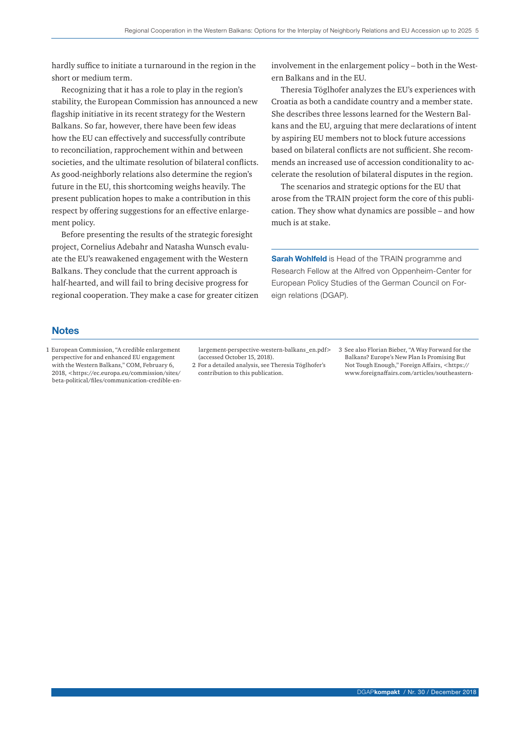hardly suffice to initiate a turnaround in the region in the short or medium term.

Recognizing that it has a role to play in the region's stability, the European Commission has announced a new flagship initiative in its recent strategy for the Western Balkans. So far, however, there have been few ideas how the EU can effectively and successfully contribute to reconciliation, rapprochement within and between societies, and the ultimate resolution of bilateral conflicts. As good-neighborly relations also determine the region's future in the EU, this shortcoming weighs heavily. The present publication hopes to make a contribution in this respect by offering suggestions for an effective enlargement policy.

Before presenting the results of the strategic foresight project, Cornelius Adebahr and Natasha Wunsch evaluate the EU's reawakened engagement with the Western Balkans. They conclude that the current approach is half-hearted, and will fail to bring decisive progress for regional cooperation. They make a case for greater citizen involvement in the enlargement policy – both in the Western Balkans and in the EU.

Theresia Töglhofer analyzes the EU's experiences with Croatia as both a candidate country and a member state. She describes three lessons learned for the Western Balkans and the EU, arguing that mere declarations of intent by aspiring EU members not to block future accessions based on bilateral conflicts are not sufficient. She recommends an increased use of accession conditionality to accelerate the resolution of bilateral disputes in the region.

The scenarios and strategic options for the EU that arose from the TRAIN project form the core of this publication. They show what dynamics are possible – and how much is at stake.

**Sarah Wohlfeld** is Head of the TRAIN programme and Research Fellow at the Alfred von Oppenheim-Center for European Policy Studies of the German Council on Foreign relations (DGAP).

## Notes

1 European Commission, "A credible enlargement perspective for and enhanced EU engagement with the Western Balkans," COM, February 6, 2018, <https://ec.europa.eu/commission/sites/beta-political/files/communication-credible-enlargement-perspective-western-balkans_en.pdf> (accessed October 15, 2018).

2 For a detailed analysis, see Theresia Töglhofer's contribution to this publication.

3 See also Florian Bieber, "A Way Forward for the Balkans? Europe's New Plan Is Promising But Not Tough Enough," Foreign Affairs, <https://www.foreignaffairs.com/articles/southeastern-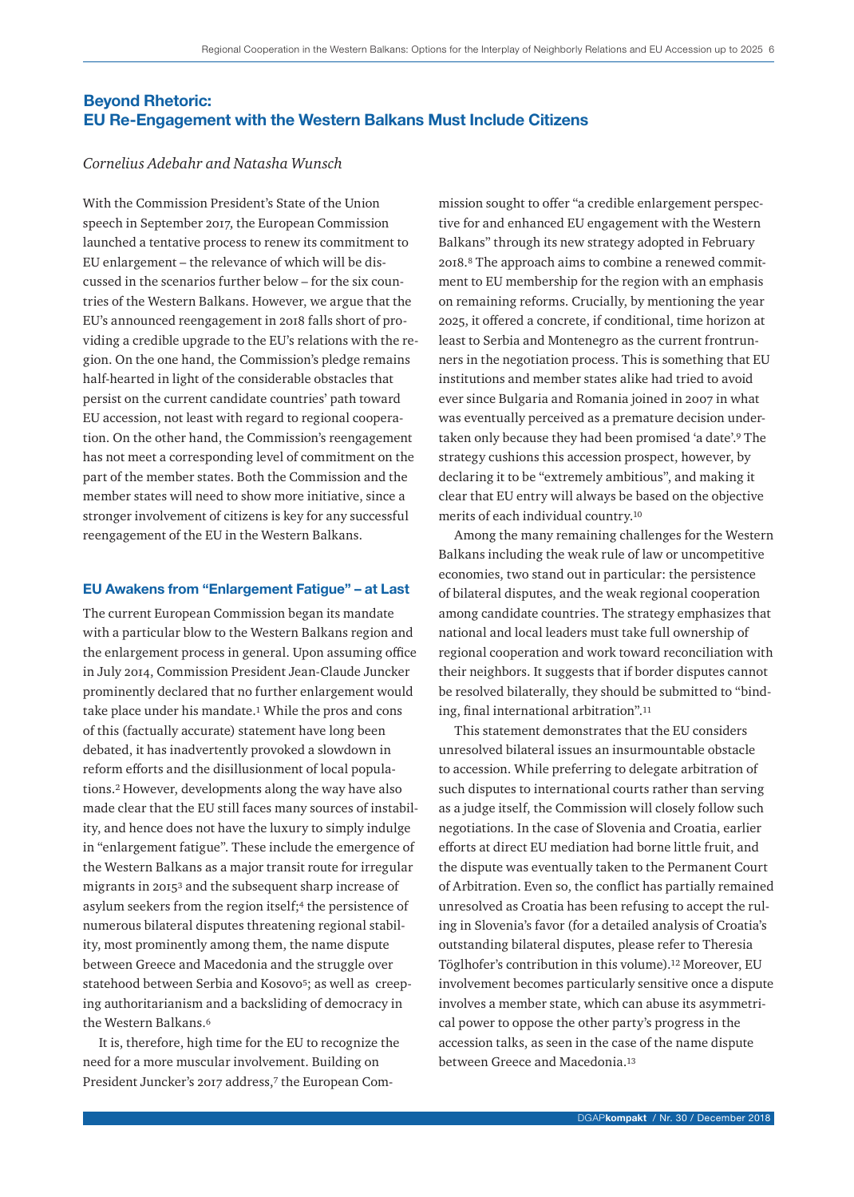## Beyond Rhetoric: EU Re-Engagement with the Western Balkans Must Include Citizens

*Cornelius Adebahr and Natasha Wunsch*

With the Commission President's State of the Union speech in September 2017, the European Commission launched a tentative process to renew its commitment to EU enlargement – the relevance of which will be discussed in the scenarios further below – for the six countries of the Western Balkans. However, we argue that the EU's announced reengagement in 2018 falls short of providing a credible upgrade to the EU's relations with the region. On the one hand, the Commission's pledge remains half-hearted in light of the considerable obstacles that persist on the current candidate countries' path toward EU accession, not least with regard to regional cooperation. On the other hand, the Commission's reengagement has not meet a corresponding level of commitment on the part of the member states. Both the Commission and the member states will need to show more initiative, since a stronger involvement of citizens is key for any successful reengagement of the EU in the Western Balkans.

### EU Awakens from "Enlargement Fatigue" – at Last

The current European Commission began its mandate with a particular blow to the Western Balkans region and the enlargement process in general. Upon assuming office in July 2014, Commission President Jean-Claude Juncker prominently declared that no further enlargement would take place under his mandate.[1] While the pros and cons of this (factually accurate) statement have long been debated, it has inadvertently provoked a slowdown in reform efforts and the disillusionment of local populations.[2] However, developments along the way have also made clear that the EU still faces many sources of instability, and hence does not have the luxury to simply indulge in "enlargement fatigue". These include the emergence of the Western Balkans as a major transit route for irregular migrants in 2015[3] and the subsequent sharp increase of asylum seekers from the region itself;[4] the persistence of numerous bilateral disputes threatening regional stability, most prominently among them, the name dispute between Greece and Macedonia and the struggle over statehood between Serbia and Kosovo[5]; as well as creeping authoritarianism and a backsliding of democracy in the Western Balkans.[6]

It is, therefore, high time for the EU to recognize the need for a more muscular involvement. Building on President Juncker's 2017 address,[7] the European Commission sought to offer "a credible enlargement perspective for and enhanced EU engagement with the Western Balkans" through its new strategy adopted in February 2018.[8] The approach aims to combine a renewed commitment to EU membership for the region with an emphasis on remaining reforms. Crucially, by mentioning the year 2025, it offered a concrete, if conditional, time horizon at least to Serbia and Montenegro as the current frontrunners in the negotiation process. This is something that EU institutions and member states alike had tried to avoid ever since Bulgaria and Romania joined in 2007 in what was eventually perceived as a premature decision undertaken only because they had been promised 'a date'.[9] The strategy cushions this accession prospect, however, by declaring it to be "extremely ambitious", and making it clear that EU entry will always be based on the objective merits of each individual country.[10]

Among the many remaining challenges for the Western Balkans including the weak rule of law or uncompetitive economies, two stand out in particular: the persistence of bilateral disputes, and the weak regional cooperation among candidate countries. The strategy emphasizes that national and local leaders must take full ownership of regional cooperation and work toward reconciliation with their neighbors. It suggests that if border disputes cannot be resolved bilaterally, they should be submitted to "binding, final international arbitration".[11]

This statement demonstrates that the EU considers unresolved bilateral issues an insurmountable obstacle to accession. While preferring to delegate arbitration of such disputes to international courts rather than serving as a judge itself, the Commission will closely follow such negotiations. In the case of Slovenia and Croatia, earlier efforts at direct EU mediation had borne little fruit, and the dispute was eventually taken to the Permanent Court of Arbitration. Even so, the conflict has partially remained unresolved as Croatia has been refusing to accept the ruling in Slovenia's favor (for a detailed analysis of Croatia's outstanding bilateral disputes, please refer to Theresia Töglhofer's contribution in this volume).[12] Moreover, EU involvement becomes particularly sensitive once a dispute involves a member state, which can abuse its asymmetrical power to oppose the other party's progress in the accession talks, as seen in the case of the name dispute between Greece and Macedonia.[13]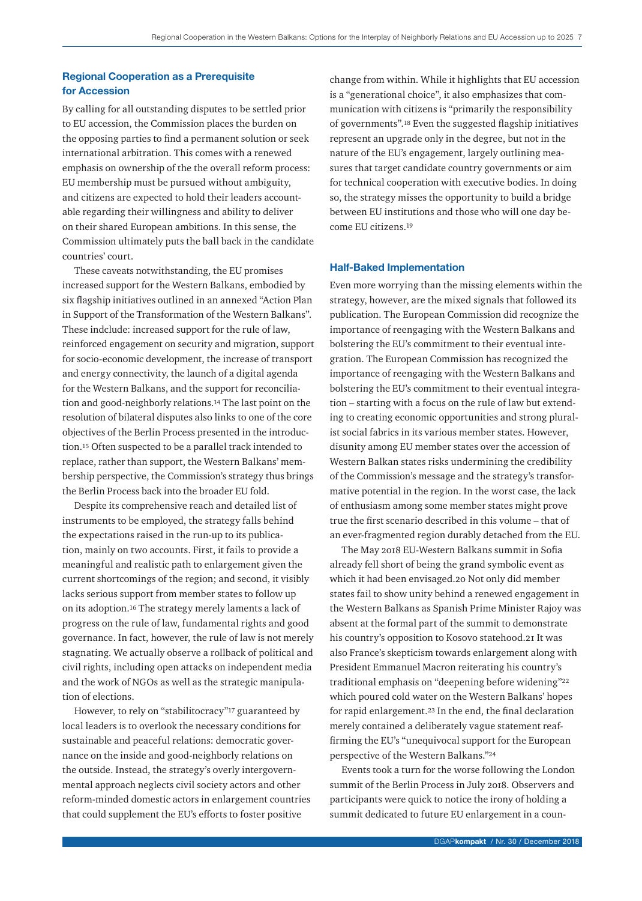## Regional Cooperation as a Prerequisite for Accession

By calling for all outstanding disputes to be settled prior to EU accession, the Commission places the burden on the opposing parties to find a permanent solution or seek international arbitration. This comes with a renewed emphasis on ownership of the the overall reform process: EU membership must be pursued without ambiguity, and citizens are expected to hold their leaders accountable regarding their willingness and ability to deliver on their shared European ambitions. In this sense, the Commission ultimately puts the ball back in the candidate countries' court.

These caveats notwithstanding, the EU promises increased support for the Western Balkans, embodied by six flagship initiatives outlined in an annexed "Action Plan in Support of the Transformation of the Western Balkans". These indclude: increased support for the rule of law, reinforced engagement on security and migration, support for socio-economic development, the increase of transport and energy connectivity, the launch of a digital agenda for the Western Balkans, and the support for reconciliation and good-neighborly relations.[14] The last point on the resolution of bilateral disputes also links to one of the core objectives of the Berlin Process presented in the introduction.[15] Often suspected to be a parallel track intended to replace, rather than support, the Western Balkans' membership perspective, the Commission's strategy thus brings the Berlin Process back into the broader EU fold.

Despite its comprehensive reach and detailed list of instruments to be employed, the strategy falls behind the expectations raised in the run-up to its publication, mainly on two accounts. First, it fails to provide a meaningful and realistic path to enlargement given the current shortcomings of the region; and second, it visibly lacks serious support from member states to follow up on its adoption.[16] The strategy merely laments a lack of progress on the rule of law, fundamental rights and good governance. In fact, however, the rule of law is not merely stagnating. We actually observe a rollback of political and civil rights, including open attacks on independent media and the work of NGOs as well as the strategic manipulation of elections.

However, to rely on "stabilitocracy"[17] guaranteed by local leaders is to overlook the necessary conditions for sustainable and peaceful relations: democratic governance on the inside and good-neighborly relations on the outside. Instead, the strategy's overly intergovernmental approach neglects civil society actors and other reform-minded domestic actors in enlargement countries that could supplement the EU's efforts to foster positive change from within. While it highlights that EU accession is a "generational choice", it also emphasizes that communication with citizens is "primarily the responsibility of governments".[18] Even the suggested flagship initiatives represent an upgrade only in the degree, but not in the nature of the EU's engagement, largely outlining measures that target candidate country governments or aim for technical cooperation with executive bodies. In doing so, the strategy misses the opportunity to build a bridge between EU institutions and those who will one day become EU citizens.[19]

## Half-Baked Implementation

Even more worrying than the missing elements within the strategy, however, are the mixed signals that followed its publication. The European Commission did recognize the importance of reengaging with the Western Balkans and bolstering the EU's commitment to their eventual integration. The European Commission has recognized the importance of reengaging with the Western Balkans and bolstering the EU's commitment to their eventual integration – starting with a focus on the rule of law but extending to creating economic opportunities and strong pluralist social fabrics in its various member states. However, disunity among EU member states over the accession of Western Balkan states risks undermining the credibility of the Commission's message and the strategy's transformative potential in the region. In the worst case, the lack of enthusiasm among some member states might prove true the first scenario described in this volume – that of an ever-fragmented region durably detached from the EU.

The May 2018 EU-Western Balkans summit in Sofia already fell short of being the grand symbolic event as which it had been envisaged.[20] Not only did member states fail to show unity behind a renewed engagement in the Western Balkans as Spanish Prime Minister Rajoy was absent at the formal part of the summit to demonstrate his country's opposition to Kosovo statehood.[21] It was also France's skepticism towards enlargement along with President Emmanuel Macron reiterating his country's traditional emphasis on "deepening before widening"[22] which poured cold water on the Western Balkans' hopes for rapid enlargement.[23] In the end, the final declaration merely contained a deliberately vague statement reaffirming the EU's "unequivocal support for the European perspective of the Western Balkans."[24]

Events took a turn for the worse following the London summit of the Berlin Process in July 2018. Observers and participants were quick to notice the irony of holding a summit dedicated to future EU enlargement in a coun-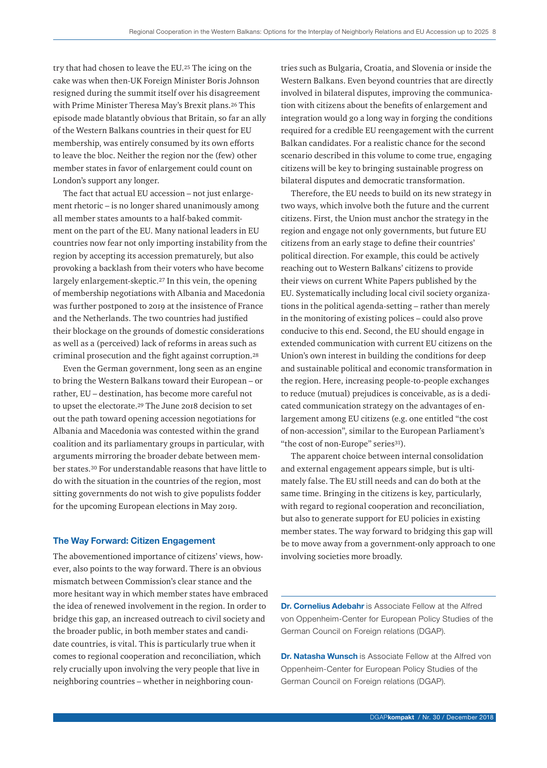try that had chosen to leave the EU.[25] The icing on the cake was when then-UK Foreign Minister Boris Johnson resigned during the summit itself over his disagreement with Prime Minister Theresa May's Brexit plans.[26] This episode made blatantly obvious that Britain, so far an ally of the Western Balkans countries in their quest for EU membership, was entirely consumed by its own efforts to leave the bloc. Neither the region nor the (few) other member states in favor of enlargement could count on London's support any longer.

The fact that actual EU accession – not just enlargement rhetoric – is no longer shared unanimously among all member states amounts to a half-baked commitment on the part of the EU. Many national leaders in EU countries now fear not only importing instability from the region by accepting its accession prematurely, but also provoking a backlash from their voters who have become largely enlargement-skeptic.[27] In this vein, the opening of membership negotiations with Albania and Macedonia was further postponed to 2019 at the insistence of France and the Netherlands. The two countries had justified their blockage on the grounds of domestic considerations as well as a (perceived) lack of reforms in areas such as criminal prosecution and the fight against corruption.[28]

Even the German government, long seen as an engine to bring the Western Balkans toward their European – or rather, EU – destination, has become more careful not to upset the electorate.[29] The June 2018 decision to set out the path toward opening accession negotiations for Albania and Macedonia was contested within the grand coalition and its parliamentary groups in particular, with arguments mirroring the broader debate between member states.[30] For understandable reasons that have little to do with the situation in the countries of the region, most sitting governments do not wish to give populists fodder for the upcoming European elections in May 2019.

### The Way Forward: Citizen Engagement

The abovementioned importance of citizens' views, however, also points to the way forward. There is an obvious mismatch between Commission's clear stance and the more hesitant way in which member states have embraced the idea of renewed involvement in the region. In order to bridge this gap, an increased outreach to civil society and the broader public, in both member states and candidate countries, is vital. This is particularly true when it comes to regional cooperation and reconciliation, which rely crucially upon involving the very people that live in neighboring countries – whether in neighboring countries such as Bulgaria, Croatia, and Slovenia or inside the Western Balkans. Even beyond countries that are directly involved in bilateral disputes, improving the communication with citizens about the benefits of enlargement and integration would go a long way in forging the conditions required for a credible EU reengagement with the current Balkan candidates. For a realistic chance for the second scenario described in this volume to come true, engaging citizens will be key to bringing sustainable progress on bilateral disputes and democratic transformation.

Therefore, the EU needs to build on its new strategy in two ways, which involve both the future and the current citizens. First, the Union must anchor the strategy in the region and engage not only governments, but future EU citizens from an early stage to define their countries' political direction. For example, this could be actively reaching out to Western Balkans' citizens to provide their views on current White Papers published by the EU. Systematically including local civil society organizations in the political agenda-setting – rather than merely in the monitoring of existing polices – could also prove conducive to this end. Second, the EU should engage in extended communication with current EU citizens on the Union's own interest in building the conditions for deep and sustainable political and economic transformation in the region. Here, increasing people-to-people exchanges to reduce (mutual) prejudices is conceivable, as is a dedicated communication strategy on the advantages of enlargement among EU citizens (e.g. one entitled "the cost of non-accession", similar to the European Parliament's "the cost of non-Europe" series[31]).

The apparent choice between internal consolidation and external engagement appears simple, but is ultimately false. The EU still needs and can do both at the same time. Bringing in the citizens is key, particularly, with regard to regional cooperation and reconciliation, but also to generate support for EU policies in existing member states. The way forward to bridging this gap will be to move away from a government-only approach to one involving societies more broadly.

---

**Dr. Cornelius Adebahr** is Associate Fellow at the Alfred von Oppenheim-Center for European Policy Studies of the German Council on Foreign relations (DGAP).

**Dr. Natasha Wunsch** is Associate Fellow at the Alfred von Oppenheim-Center for European Policy Studies of the German Council on Foreign relations (DGAP).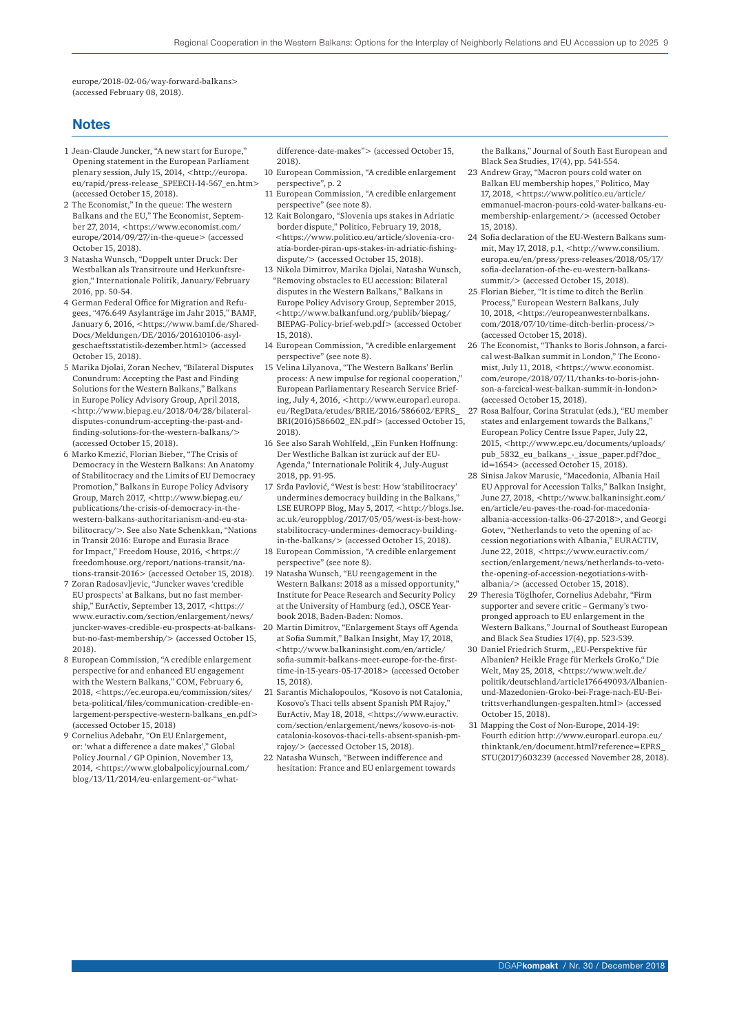europe/2018-02-06/way-forward-balkans> (accessed February 08, 2018).

## Notes

1. Jean-Claude Juncker, "A new start for Europe," Opening statement in the European Parliament plenary session, July 15, 2014, <http://europa.eu/rapid/press-release_SPEECH-14-567_en.htm> (accessed October 15, 2018).
2. The Economist," In the queue: The western Balkans and the EU," The Economist, September 27, 2014, <https://www.economist.com/europe/2014/09/27/in-the-queue> (accessed October 15, 2018).
3. Natasha Wunsch, "Doppelt unter Druck: Der Westbalkan als Transitroute und Herkunftsregion," Internationale Politik, January/February 2016, pp. 50-54.
4. German Federal Office for Migration and Refugees, "476.649 Asylanträge im Jahr 2015," BAMF, January 6, 2016, <https://www.bamf.de/SharedDocs/Meldungen/DE/2016/201610106-asylgeschaeftsstatistik-dezember.html> (accessed October 15, 2018).
5. Marika Djolai, Zoran Nechev, "Bilateral Disputes Conundrum: Accepting the Past and Finding Solutions for the Western Balkans," Balkans in Europe Policy Advisory Group, April 2018, <http://www.biepag.eu/2018/04/28/bilateral-disputes-conundrum-accepting-the-past-and-finding-solutions-for-the-western-balkans/> (accessed October 15, 2018).
6. Marko Kmezić, Florian Bieber, "The Crisis of Democracy in the Western Balkans: An Anatomy of Stabilitocracy and the Limits of EU Democracy Promotion," Balkans in Europe Policy Advisory Group, March 2017, <http://www.biepag.eu/publications/the-crisis-of-democracy-in-the-western-balkans-authoritarianism-and-eu-stabilitocracy/>. See also Nate Schenkkan, "Nations in Transit 2016: Europe and Eurasia Brace for Impact," Freedom House, 2016, <https://freedomhouse.org/report/nations-transit/nations-transit-2016> (accessed October 15, 2018).
7. Zoran Radosavljevic, "Juncker waves 'credible EU prospects' at Balkans, but no fast membership," EurActiv, September 13, 2017, <https://www.euractiv.com/section/enlargement/news/juncker-waves-credible-eu-prospects-at-balkans-but-no-fast-membership/> (accessed October 15, 2018).
8. European Commission, "A credible enlargement perspective for and enhanced EU engagement with the Western Balkans," COM, February 6, 2018, <https://ec.europa.eu/commission/sites/beta-political/files/communication-credible-enlargement-perspective-western-balkans_en.pdf> (accessed October 15, 2018)
9. Cornelius Adebahr, "On EU Enlargement, or: 'what a difference a date makes'," Global Policy Journal / GP Opinion, November 13, 2014, <https://www.globalpolicyjournal.com/blog/13/11/2014/eu-enlargement-or-"what-difference-date-makes"> (accessed October 15, 2018).
10. European Commission, "A credible enlargement perspective", p. 2
11. European Commission, "A credible enlargement perspective" (see note 8).
12. Kait Bolongaro, "Slovenia ups stakes in Adriatic border dispute," Politico, February 19, 2018, <https://www.politico.eu/article/slovenia-croatia-border-piran-ups-stakes-in-adriatic-fishing-dispute/> (accessed October 15, 2018).
13. Nikola Dimitrov, Marika Djolai, Natasha Wunsch, "Removing obstacles to EU accession: Bilateral disputes in the Western Balkans," Balkans in Europe Policy Advisory Group, September 2015, <http://www.balkanfund.org/publib/biepag/BIEPAG-Policy-brief-web.pdf> (accessed October 15, 2018).
14. European Commission, "A credible enlargement perspective" (see note 8).
15. Velina Lilyanova, "The Western Balkans' Berlin process: A new impulse for regional cooperation," European Parliamentary Research Service Briefing, July 4, 2016, <http://www.europarl.europa.eu/RegData/etudes/BRIE/2016/586602/EPRS_BRI(2016)586602_EN.pdf> (accessed October 15, 2018).
16. See also Sarah Wohlfeld, „Ein Funken Hoffnung: Der Westliche Balkan ist zurück auf der EU-Agenda," Internationale Politik 4, July-August 2018, pp. 91-95.
17. Srđa Pavlović, "West is best: How 'stabilitocracy' undermines democracy building in the Balkans," LSE EUROPP Blog, May 5, 2017, <http://blogs.lse.ac.uk/europpblog/2017/05/05/west-is-best-how-stabilitocracy-undermines-democracy-building-in-the-balkans/> (accessed October 15, 2018).
18. European Commission, "A credible enlargement perspective" (see note 8).
19. Natasha Wunsch, "EU reengagement in the Western Balkans: 2018 as a missed opportunity," Institute for Peace Research and Security Policy at the University of Hamburg (ed.), OSCE Yearbook 2018, Baden-Baden: Nomos.
20. Martin Dimitrov, "Enlargement Stays off Agenda at Sofia Summit," Balkan Insight, May 17, 2018, <http://www.balkaninsight.com/en/article/sofia-summit-balkans-meet-europe-for-the-first-time-in-15-years-05-17-2018> (accessed October 15, 2018).
21. Sarantis Michalopoulos, "Kosovo is not Catalonia, Kosovo's Thaci tells absent Spanish PM Rajoy," EurActiv, May 18, 2018, <https://www.euractiv.com/section/enlargement/news/kosovo-is-not-catalonia-kosovos-thaci-tells-absent-spanish-pm-rajoy/> (accessed October 15, 2018).
22. Natasha Wunsch, "Between indifference and hesitation: France and EU enlargement towards the Balkans," Journal of South East European and Black Sea Studies, 17(4), pp. 541-554.
23. Andrew Gray, "Macron pours cold water on Balkan EU membership hopes," Politico, May 17, 2018, <https://www.politico.eu/article/emmanuel-macron-pours-cold-water-balkans-eu-membership-enlargement/> (accessed October 15, 2018).
24. Sofia declaration of the EU-Western Balkans summit, May 17, 2018, p.1, <http://www.consilium.europa.eu/en/press/press-releases/2018/05/17/sofia-declaration-of-the-eu-western-balkans-summit/> (accessed October 15, 2018).
25. Florian Bieber, "It is time to ditch the Berlin Process," European Western Balkans, July 10, 2018, <https://europeanwesternbalkans.com/2018/07/10/time-ditch-berlin-process/> (accessed October 15, 2018).
26. The Economist, "Thanks to Boris Johnson, a farcical west-Balkan summit in London," The Economist, July 11, 2018, <https://www.economist.com/europe/2018/07/11/thanks-to-boris-johnson-a-farcical-west-balkan-summit-in-london> (accessed October 15, 2018).
27. Rosa Balfour, Corina Stratulat (eds.), "EU member states and enlargement towards the Balkans," European Policy Centre Issue Paper, July 22, 2015, <http://www.epc.eu/documents/uploads/pub_5832_eu_balkans_-_issue_paper.pdf?doc_id=1654> (accessed October 15, 2018).
28. Sinisa Jakov Marusic, "Macedonia, Albania Hail EU Approval for Accession Talks," Balkan Insight, June 27, 2018, <http://www.balkaninsight.com/en/article/eu-paves-the-road-for-macedonia-albania-accession-talks-06-27-2018>, and Georgi Gotev, "Netherlands to veto the opening of accession negotiations with Albania," EURACTIV, June 22, 2018, <https://www.euractiv.com/section/enlargement/news/netherlands-to-veto-the-opening-of-accession-negotiations-with-albania/> (accessed October 15, 2018).
29. Theresia Töglhofer, Cornelius Adebahr, "Firm supporter and severe critic – Germany's two-pronged approach to EU enlargement in the Western Balkans," Journal of Southeast European and Black Sea Studies 17(4), pp. 523-539.
30. Daniel Friedrich Sturm, „EU-Perspektive für Albanien? Heikle Frage für Merkels GroKo," Die Welt, May 25, 2018, <https://www.welt.de/politik/deutschland/article176649093/Albanien-und-Mazedonien-Groko-bei-Frage-nach-EU-Beitrittsverhandlungen-gespalten.html> (accessed October 15, 2018).
31. Mapping the Cost of Non-Europe, 2014-19: Fourth edition http://www.europarl.europa.eu/thinktank/en/document.html?reference=EPRS_STU(2017)603239 (accessed November 28, 2018).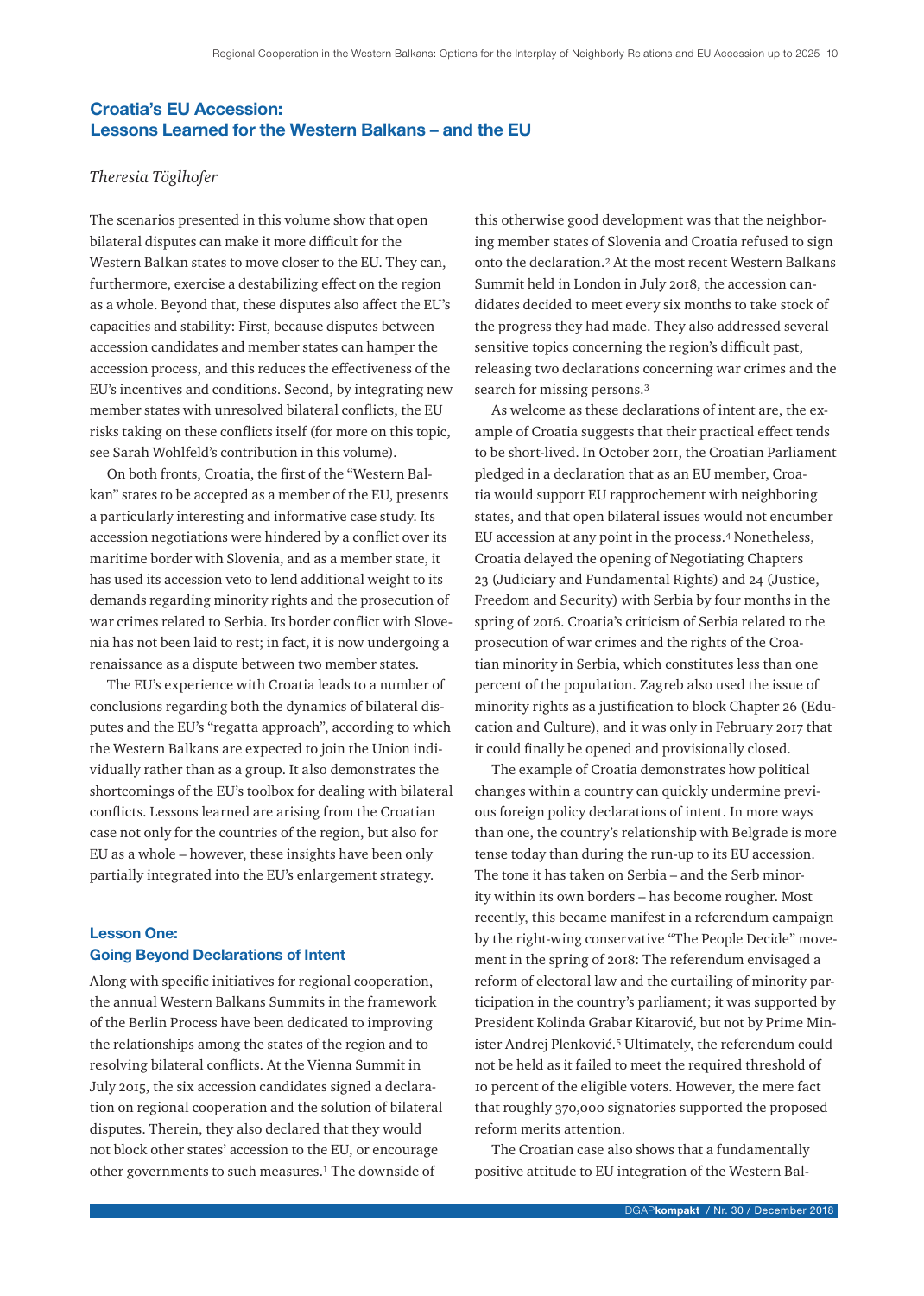## Croatia's EU Accession: Lessons Learned for the Western Balkans – and the EU

*Theresia Töglhofer*

The scenarios presented in this volume show that open bilateral disputes can make it more difficult for the Western Balkan states to move closer to the EU. They can, furthermore, exercise a destabilizing effect on the region as a whole. Beyond that, these disputes also affect the EU's capacities and stability: First, because disputes between accession candidates and member states can hamper the accession process, and this reduces the effectiveness of the EU's incentives and conditions. Second, by integrating new member states with unresolved bilateral conflicts, the EU risks taking on these conflicts itself (for more on this topic, see Sarah Wohlfeld's contribution in this volume).

On both fronts, Croatia, the first of the "Western Balkan" states to be accepted as a member of the EU, presents a particularly interesting and informative case study. Its accession negotiations were hindered by a conflict over its maritime border with Slovenia, and as a member state, it has used its accession veto to lend additional weight to its demands regarding minority rights and the prosecution of war crimes related to Serbia. Its border conflict with Slovenia has not been laid to rest; in fact, it is now undergoing a renaissance as a dispute between two member states.

The EU's experience with Croatia leads to a number of conclusions regarding both the dynamics of bilateral disputes and the EU's "regatta approach", according to which the Western Balkans are expected to join the Union individually rather than as a group. It also demonstrates the shortcomings of the EU's toolbox for dealing with bilateral conflicts. Lessons learned are arising from the Croatian case not only for the countries of the region, but also for EU as a whole – however, these insights have been only partially integrated into the EU's enlargement strategy.

### Lesson One: Going Beyond Declarations of Intent

Along with specific initiatives for regional cooperation, the annual Western Balkans Summits in the framework of the Berlin Process have been dedicated to improving the relationships among the states of the region and to resolving bilateral conflicts. At the Vienna Summit in July 2015, the six accession candidates signed a declaration on regional cooperation and the solution of bilateral disputes. Therein, they also declared that they would not block other states' accession to the EU, or encourage other governments to such measures.[1] The downside of this otherwise good development was that the neighboring member states of Slovenia and Croatia refused to sign onto the declaration.[2] At the most recent Western Balkans Summit held in London in July 2018, the accession candidates decided to meet every six months to take stock of the progress they had made. They also addressed several sensitive topics concerning the region's difficult past, releasing two declarations concerning war crimes and the search for missing persons.[3]

As welcome as these declarations of intent are, the example of Croatia suggests that their practical effect tends to be short-lived. In October 2011, the Croatian Parliament pledged in a declaration that as an EU member, Croatia would support EU rapprochement with neighboring states, and that open bilateral issues would not encumber EU accession at any point in the process.[4] Nonetheless, Croatia delayed the opening of Negotiating Chapters 23 (Judiciary and Fundamental Rights) and 24 (Justice, Freedom and Security) with Serbia by four months in the spring of 2016. Croatia's criticism of Serbia related to the prosecution of war crimes and the rights of the Croatian minority in Serbia, which constitutes less than one percent of the population. Zagreb also used the issue of minority rights as a justification to block Chapter 26 (Education and Culture), and it was only in February 2017 that it could finally be opened and provisionally closed.

The example of Croatia demonstrates how political changes within a country can quickly undermine previous foreign policy declarations of intent. In more ways than one, the country's relationship with Belgrade is more tense today than during the run-up to its EU accession. The tone it has taken on Serbia – and the Serb minority within its own borders – has become rougher. Most recently, this became manifest in a referendum campaign by the right-wing conservative "The People Decide" movement in the spring of 2018: The referendum envisaged a reform of electoral law and the curtailing of minority participation in the country's parliament; it was supported by President Kolinda Grabar Kitarović, but not by Prime Minister Andrej Plenković.[5] Ultimately, the referendum could not be held as it failed to meet the required threshold of 10 percent of the eligible voters. However, the mere fact that roughly 370,000 signatories supported the proposed reform merits attention.

The Croatian case also shows that a fundamentally positive attitude to EU integration of the Western Bal-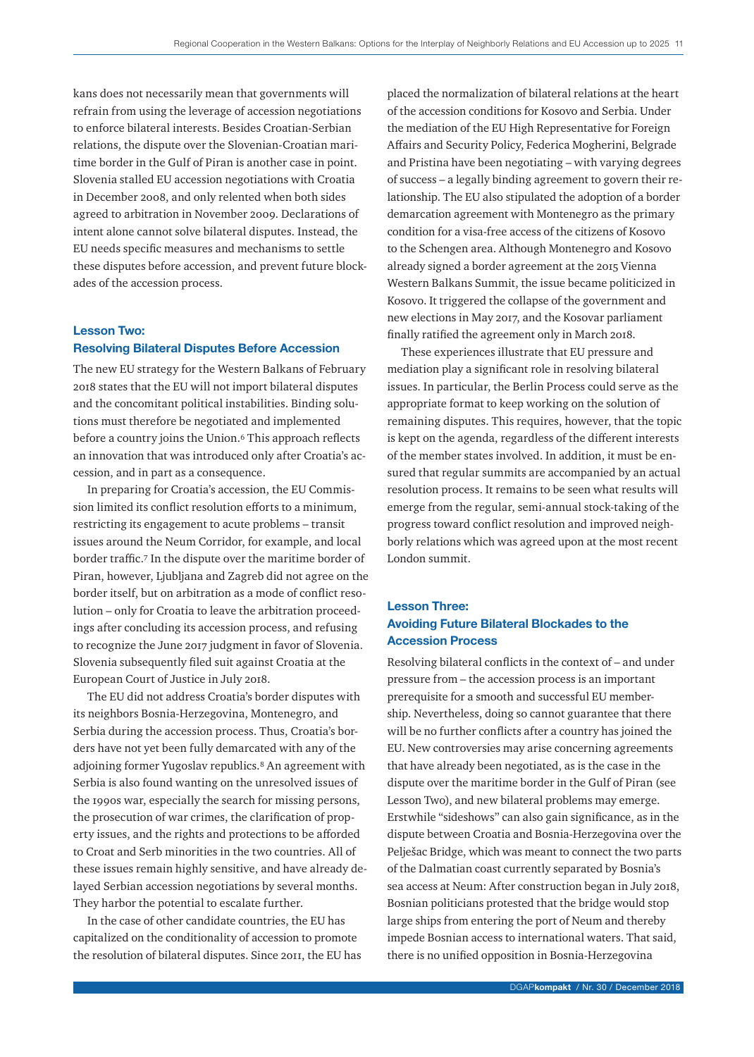kans does not necessarily mean that governments will refrain from using the leverage of accession negotiations to enforce bilateral interests. Besides Croatian-Serbian relations, the dispute over the Slovenian-Croatian maritime border in the Gulf of Piran is another case in point. Slovenia stalled EU accession negotiations with Croatia in December 2008, and only relented when both sides agreed to arbitration in November 2009. Declarations of intent alone cannot solve bilateral disputes. Instead, the EU needs specific measures and mechanisms to settle these disputes before accession, and prevent future blockades of the accession process.

## Lesson Two: Resolving Bilateral Disputes Before Accession

The new EU strategy for the Western Balkans of February 2018 states that the EU will not import bilateral disputes and the concomitant political instabilities. Binding solutions must therefore be negotiated and implemented before a country joins the Union.[6] This approach reflects an innovation that was introduced only after Croatia's accession, and in part as a consequence.

In preparing for Croatia's accession, the EU Commission limited its conflict resolution efforts to a minimum, restricting its engagement to acute problems – transit issues around the Neum Corridor, for example, and local border traffic.[7] In the dispute over the maritime border of Piran, however, Ljubljana and Zagreb did not agree on the border itself, but on arbitration as a mode of conflict resolution – only for Croatia to leave the arbitration proceedings after concluding its accession process, and refusing to recognize the June 2017 judgment in favor of Slovenia. Slovenia subsequently filed suit against Croatia at the European Court of Justice in July 2018.

The EU did not address Croatia's border disputes with its neighbors Bosnia-Herzegovina, Montenegro, and Serbia during the accession process. Thus, Croatia's borders have not yet been fully demarcated with any of the adjoining former Yugoslav republics.[8] An agreement with Serbia is also found wanting on the unresolved issues of the 1990s war, especially the search for missing persons, the prosecution of war crimes, the clarification of property issues, and the rights and protections to be afforded to Croat and Serb minorities in the two countries. All of these issues remain highly sensitive, and have already delayed Serbian accession negotiations by several months. They harbor the potential to escalate further.

In the case of other candidate countries, the EU has capitalized on the conditionality of accession to promote the resolution of bilateral disputes. Since 2011, the EU has placed the normalization of bilateral relations at the heart of the accession conditions for Kosovo and Serbia. Under the mediation of the EU High Representative for Foreign Affairs and Security Policy, Federica Mogherini, Belgrade and Pristina have been negotiating – with varying degrees of success – a legally binding agreement to govern their relationship. The EU also stipulated the adoption of a border demarcation agreement with Montenegro as the primary condition for a visa-free access of the citizens of Kosovo to the Schengen area. Although Montenegro and Kosovo already signed a border agreement at the 2015 Vienna Western Balkans Summit, the issue became politicized in Kosovo. It triggered the collapse of the government and new elections in May 2017, and the Kosovar parliament finally ratified the agreement only in March 2018.

These experiences illustrate that EU pressure and mediation play a significant role in resolving bilateral issues. In particular, the Berlin Process could serve as the appropriate format to keep working on the solution of remaining disputes. This requires, however, that the topic is kept on the agenda, regardless of the different interests of the member states involved. In addition, it must be ensured that regular summits are accompanied by an actual resolution process. It remains to be seen what results will emerge from the regular, semi-annual stock-taking of the progress toward conflict resolution and improved neighborly relations which was agreed upon at the most recent London summit.

## Lesson Three: Avoiding Future Bilateral Blockades to the Accession Process

Resolving bilateral conflicts in the context of – and under pressure from – the accession process is an important prerequisite for a smooth and successful EU membership. Nevertheless, doing so cannot guarantee that there will be no further conflicts after a country has joined the EU. New controversies may arise concerning agreements that have already been negotiated, as is the case in the dispute over the maritime border in the Gulf of Piran (see Lesson Two), and new bilateral problems may emerge. Erstwhile "sideshows" can also gain significance, as in the dispute between Croatia and Bosnia-Herzegovina over the Pelješac Bridge, which was meant to connect the two parts of the Dalmatian coast currently separated by Bosnia's sea access at Neum: After construction began in July 2018, Bosnian politicians protested that the bridge would stop large ships from entering the port of Neum and thereby impede Bosnian access to international waters. That said, there is no unified opposition in Bosnia-Herzegovina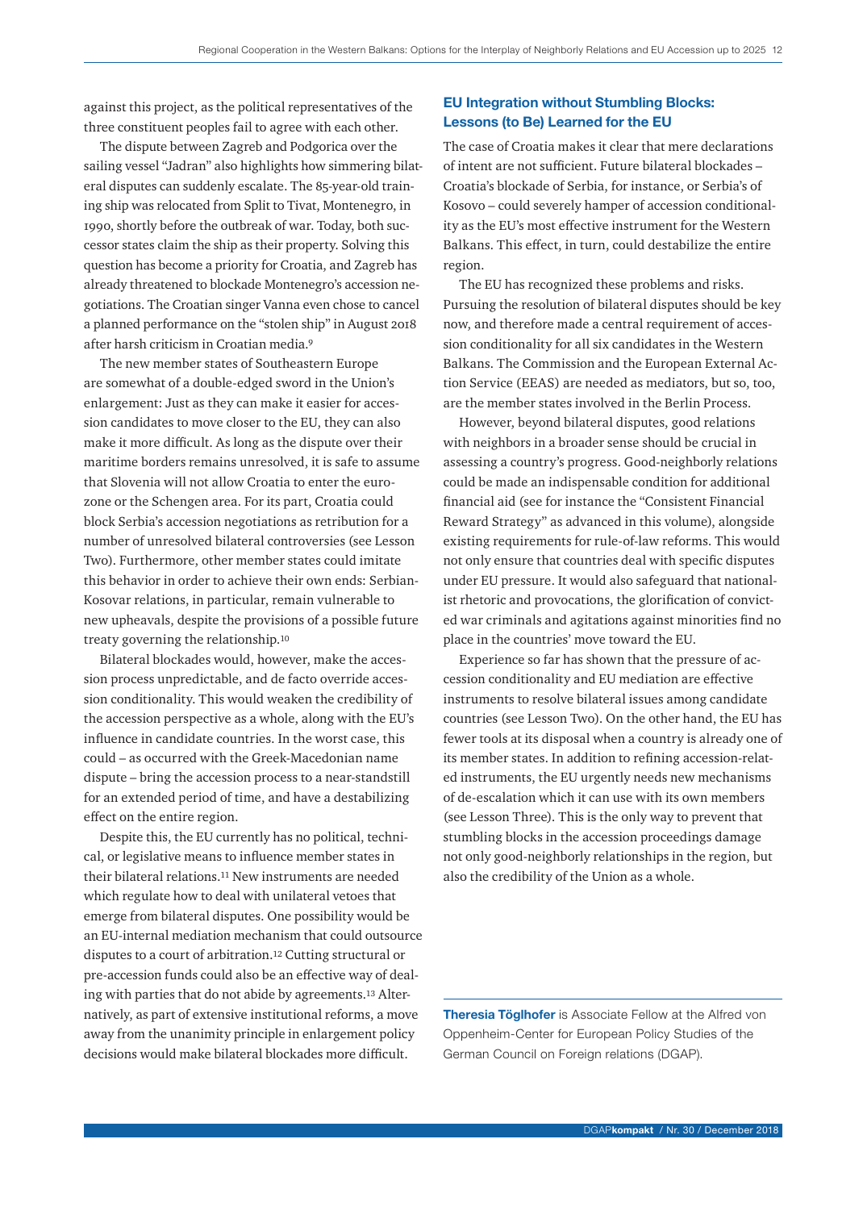against this project, as the political representatives of the three constituent peoples fail to agree with each other.

The dispute between Zagreb and Podgorica over the sailing vessel "Jadran" also highlights how simmering bilateral disputes can suddenly escalate. The 85-year-old training ship was relocated from Split to Tivat, Montenegro, in 1990, shortly before the outbreak of war. Today, both successor states claim the ship as their property. Solving this question has become a priority for Croatia, and Zagreb has already threatened to blockade Montenegro's accession negotiations. The Croatian singer Vanna even chose to cancel a planned performance on the "stolen ship" in August 2018 after harsh criticism in Croatian media.[9]

The new member states of Southeastern Europe are somewhat of a double-edged sword in the Union's enlargement: Just as they can make it easier for accession candidates to move closer to the EU, they can also make it more difficult. As long as the dispute over their maritime borders remains unresolved, it is safe to assume that Slovenia will not allow Croatia to enter the eurozone or the Schengen area. For its part, Croatia could block Serbia's accession negotiations as retribution for a number of unresolved bilateral controversies (see Lesson Two). Furthermore, other member states could imitate this behavior in order to achieve their own ends: Serbian-Kosovar relations, in particular, remain vulnerable to new upheavals, despite the provisions of a possible future treaty governing the relationship.[10]

Bilateral blockades would, however, make the accession process unpredictable, and de facto override accession conditionality. This would weaken the credibility of the accession perspective as a whole, along with the EU's influence in candidate countries. In the worst case, this could – as occurred with the Greek-Macedonian name dispute – bring the accession process to a near-standstill for an extended period of time, and have a destabilizing effect on the entire region.

Despite this, the EU currently has no political, technical, or legislative means to influence member states in their bilateral relations.[11] New instruments are needed which regulate how to deal with unilateral vetoes that emerge from bilateral disputes. One possibility would be an EU-internal mediation mechanism that could outsource disputes to a court of arbitration.[12] Cutting structural or pre-accession funds could also be an effective way of dealing with parties that do not abide by agreements.[13] Alternatively, as part of extensive institutional reforms, a move away from the unanimity principle in enlargement policy decisions would make bilateral blockades more difficult.

## EU Integration without Stumbling Blocks: Lessons (to Be) Learned for the EU

The case of Croatia makes it clear that mere declarations of intent are not sufficient. Future bilateral blockades – Croatia's blockade of Serbia, for instance, or Serbia's of Kosovo – could severely hamper of accession conditionality as the EU's most effective instrument for the Western Balkans. This effect, in turn, could destabilize the entire region.

The EU has recognized these problems and risks. Pursuing the resolution of bilateral disputes should be key now, and therefore made a central requirement of accession conditionality for all six candidates in the Western Balkans. The Commission and the European External Action Service (EEAS) are needed as mediators, but so, too, are the member states involved in the Berlin Process.

However, beyond bilateral disputes, good relations with neighbors in a broader sense should be crucial in assessing a country's progress. Good-neighborly relations could be made an indispensable condition for additional financial aid (see for instance the "Consistent Financial Reward Strategy" as advanced in this volume), alongside existing requirements for rule-of-law reforms. This would not only ensure that countries deal with specific disputes under EU pressure. It would also safeguard that nationalist rhetoric and provocations, the glorification of convicted war criminals and agitations against minorities find no place in the countries' move toward the EU.

Experience so far has shown that the pressure of accession conditionality and EU mediation are effective instruments to resolve bilateral issues among candidate countries (see Lesson Two). On the other hand, the EU has fewer tools at its disposal when a country is already one of its member states. In addition to refining accession-related instruments, the EU urgently needs new mechanisms of de-escalation which it can use with its own members (see Lesson Three). This is the only way to prevent that stumbling blocks in the accession proceedings damage not only good-neighborly relationships in the region, but also the credibility of the Union as a whole.

**Theresia Töglhofer** is Associate Fellow at the Alfred von Oppenheim-Center for European Policy Studies of the German Council on Foreign relations (DGAP).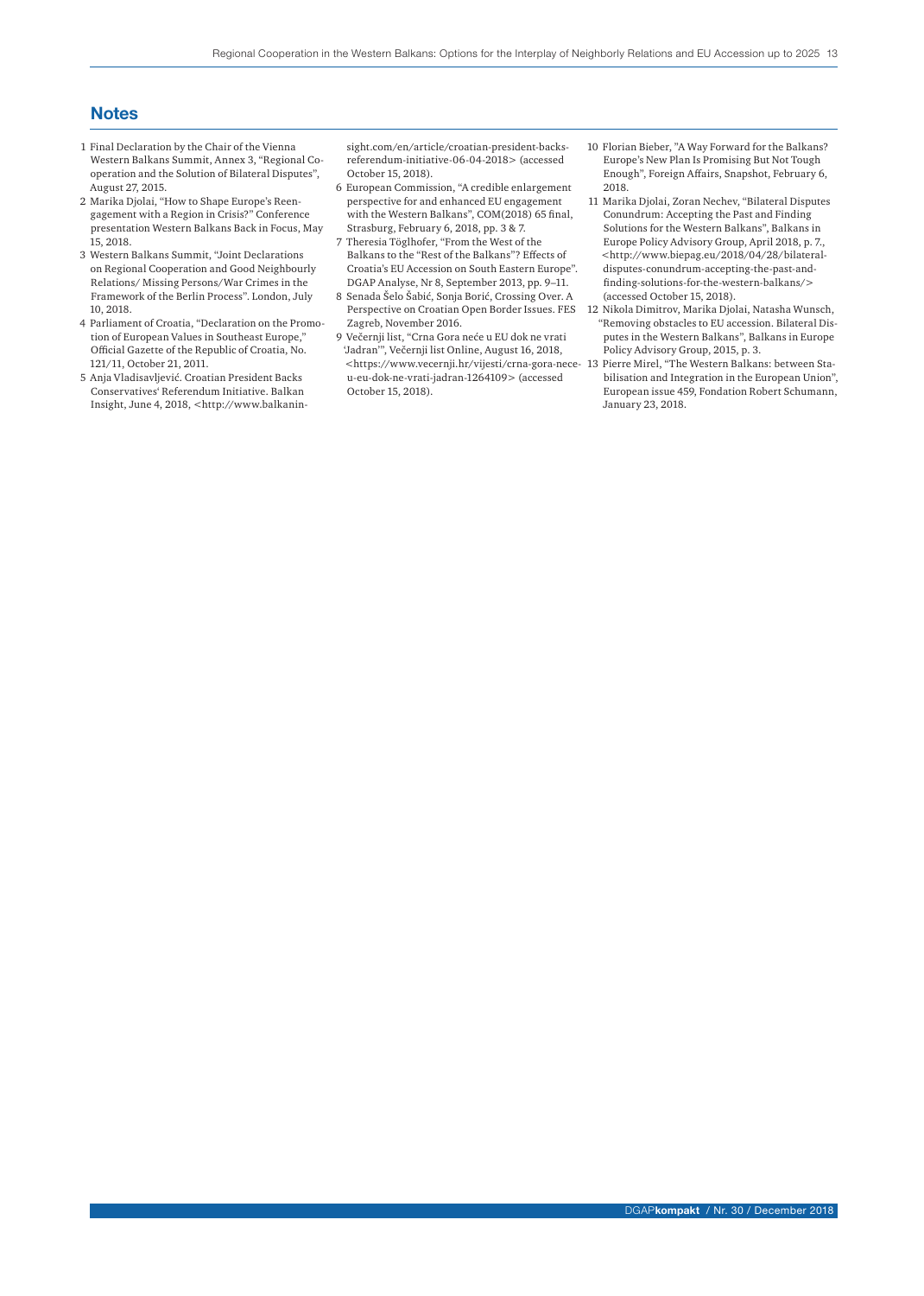## Notes

1. Final Declaration by the Chair of the Vienna Western Balkans Summit, Annex 3, "Regional Cooperation and the Solution of Bilateral Disputes", August 27, 2015.
2. Marika Djolai, "How to Shape Europe's Reengagement with a Region in Crisis?" Conference presentation Western Balkans Back in Focus, May 15, 2018.
3. Western Balkans Summit, "Joint Declarations on Regional Cooperation and Good Neighbourly Relations/ Missing Persons/War Crimes in the Framework of the Berlin Process". London, July 10, 2018.
4. Parliament of Croatia, "Declaration on the Promotion of European Values in Southeast Europe," Official Gazette of the Republic of Croatia, No. 121/11, October 21, 2011.
5. Anja Vladisavljević. Croatian President Backs Conservatives' Referendum Initiative. Balkan Insight, June 4, 2018, <http://www.balkaninsight.com/en/article/croatian-president-backs-referendum-initiative-06-04-2018> (accessed October 15, 2018).
6. European Commission, "A credible enlargement perspective for and enhanced EU engagement with the Western Balkans", COM(2018) 65 final, Strasburg, February 6, 2018, pp. 3 & 7.
7. Theresia Töglhofer, "From the West of the Balkans to the "Rest of the Balkans"? Effects of Croatia's EU Accession on South Eastern Europe". DGAP Analyse, Nr 8, September 2013, pp. 9–11.
8. Senada Šelo Šabić, Sonja Borić, Crossing Over. A Perspective on Croatian Open Border Issues. FES Zagreb, November 2016.
9. Večernji list, "Crna Gora neće u EU dok ne vrati 'Jadran'", Večernji list Online, August 16, 2018, <https://www.vecernji.hr/vijesti/crna-gora-nece-u-eu-dok-ne-vrati-jadran-1264109> (accessed October 15, 2018).
10. Florian Bieber, "A Way Forward for the Balkans? Europe's New Plan Is Promising But Not Tough Enough", Foreign Affairs, Snapshot, February 6, 2018.
11. Marika Djolai, Zoran Nechev, "Bilateral Disputes Conundrum: Accepting the Past and Finding Solutions for the Western Balkans", Balkans in Europe Policy Advisory Group, April 2018, p. 7., <http://www.biepag.eu/2018/04/28/bilateral-disputes-conundrum-accepting-the-past-and-finding-solutions-for-the-western-balkans/> (accessed October 15, 2018).
12. Nikola Dimitrov, Marika Djolai, Natasha Wunsch, "Removing obstacles to EU accession. Bilateral Disputes in the Western Balkans", Balkans in Europe Policy Advisory Group, 2015, p. 3.
13. Pierre Mirel, "The Western Balkans: between Stabilisation and Integration in the European Union", European issue 459, Fondation Robert Schumann, January 23, 2018.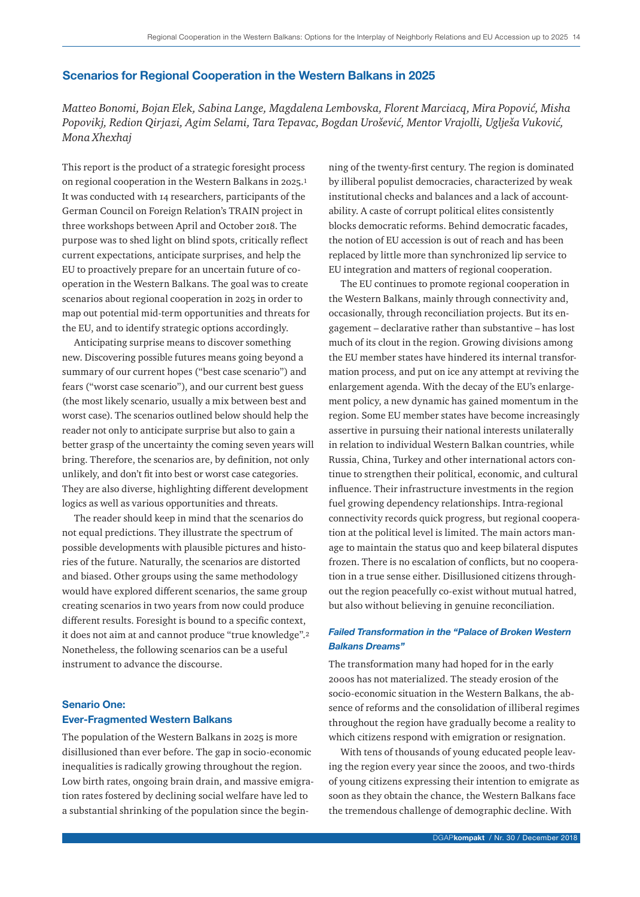## Scenarios for Regional Cooperation in the Western Balkans in 2025

*Matteo Bonomi, Bojan Elek, Sabina Lange, Magdalena Lembovska, Florent Marciacq, Mira Popović, Misha Popovikj, Redion Qirjazi, Agim Selami, Tara Tepavac, Bogdan Urošević, Mentor Vrajolli, Uglješa Vuković, Mona Xhexhaj*

This report is the product of a strategic foresight process on regional cooperation in the Western Balkans in 2025.[1] It was conducted with 14 researchers, participants of the German Council on Foreign Relation's TRAIN project in three workshops between April and October 2018. The purpose was to shed light on blind spots, critically reflect current expectations, anticipate surprises, and help the EU to proactively prepare for an uncertain future of cooperation in the Western Balkans. The goal was to create scenarios about regional cooperation in 2025 in order to map out potential mid-term opportunities and threats for the EU, and to identify strategic options accordingly.

Anticipating surprise means to discover something new. Discovering possible futures means going beyond a summary of our current hopes ("best case scenario") and fears ("worst case scenario"), and our current best guess (the most likely scenario, usually a mix between best and worst case). The scenarios outlined below should help the reader not only to anticipate surprise but also to gain a better grasp of the uncertainty the coming seven years will bring. Therefore, the scenarios are, by definition, not only unlikely, and don't fit into best or worst case categories. They are also diverse, highlighting different development logics as well as various opportunities and threats.

The reader should keep in mind that the scenarios do not equal predictions. They illustrate the spectrum of possible developments with plausible pictures and histories of the future. Naturally, the scenarios are distorted and biased. Other groups using the same methodology would have explored different scenarios, the same group creating scenarios in two years from now could produce different results. Foresight is bound to a specific context, it does not aim at and cannot produce "true knowledge".[2] Nonetheless, the following scenarios can be a useful instrument to advance the discourse.

### Senario One: Ever-Fragmented Western Balkans

The population of the Western Balkans in 2025 is more disillusioned than ever before. The gap in socio-economic inequalities is radically growing throughout the region. Low birth rates, ongoing brain drain, and massive emigration rates fostered by declining social welfare have led to a substantial shrinking of the population since the beginning of the twenty-first century. The region is dominated by illiberal populist democracies, characterized by weak institutional checks and balances and a lack of accountability. A caste of corrupt political elites consistently blocks democratic reforms. Behind democratic facades, the notion of EU accession is out of reach and has been replaced by little more than synchronized lip service to EU integration and matters of regional cooperation.

The EU continues to promote regional cooperation in the Western Balkans, mainly through connectivity and, occasionally, through reconciliation projects. But its engagement – declarative rather than substantive – has lost much of its clout in the region. Growing divisions among the EU member states have hindered its internal transformation process, and put on ice any attempt at reviving the enlargement agenda. With the decay of the EU's enlargement policy, a new dynamic has gained momentum in the region. Some EU member states have become increasingly assertive in pursuing their national interests unilaterally in relation to individual Western Balkan countries, while Russia, China, Turkey and other international actors continue to strengthen their political, economic, and cultural influence. Their infrastructure investments in the region fuel growing dependency relationships. Intra-regional connectivity records quick progress, but regional cooperation at the political level is limited. The main actors manage to maintain the status quo and keep bilateral disputes frozen. There is no escalation of conflicts, but no cooperation in a true sense either. Disillusioned citizens throughout the region peacefully co-exist without mutual hatred, but also without believing in genuine reconciliation.

#### *Failed Transformation in the "Palace of Broken Western Balkans Dreams"*

The transformation many had hoped for in the early 2000s has not materialized. The steady erosion of the socio-economic situation in the Western Balkans, the absence of reforms and the consolidation of illiberal regimes throughout the region have gradually become a reality to which citizens respond with emigration or resignation.

With tens of thousands of young educated people leaving the region every year since the 2000s, and two-thirds of young citizens expressing their intention to emigrate as soon as they obtain the chance, the Western Balkans face the tremendous challenge of demographic decline. With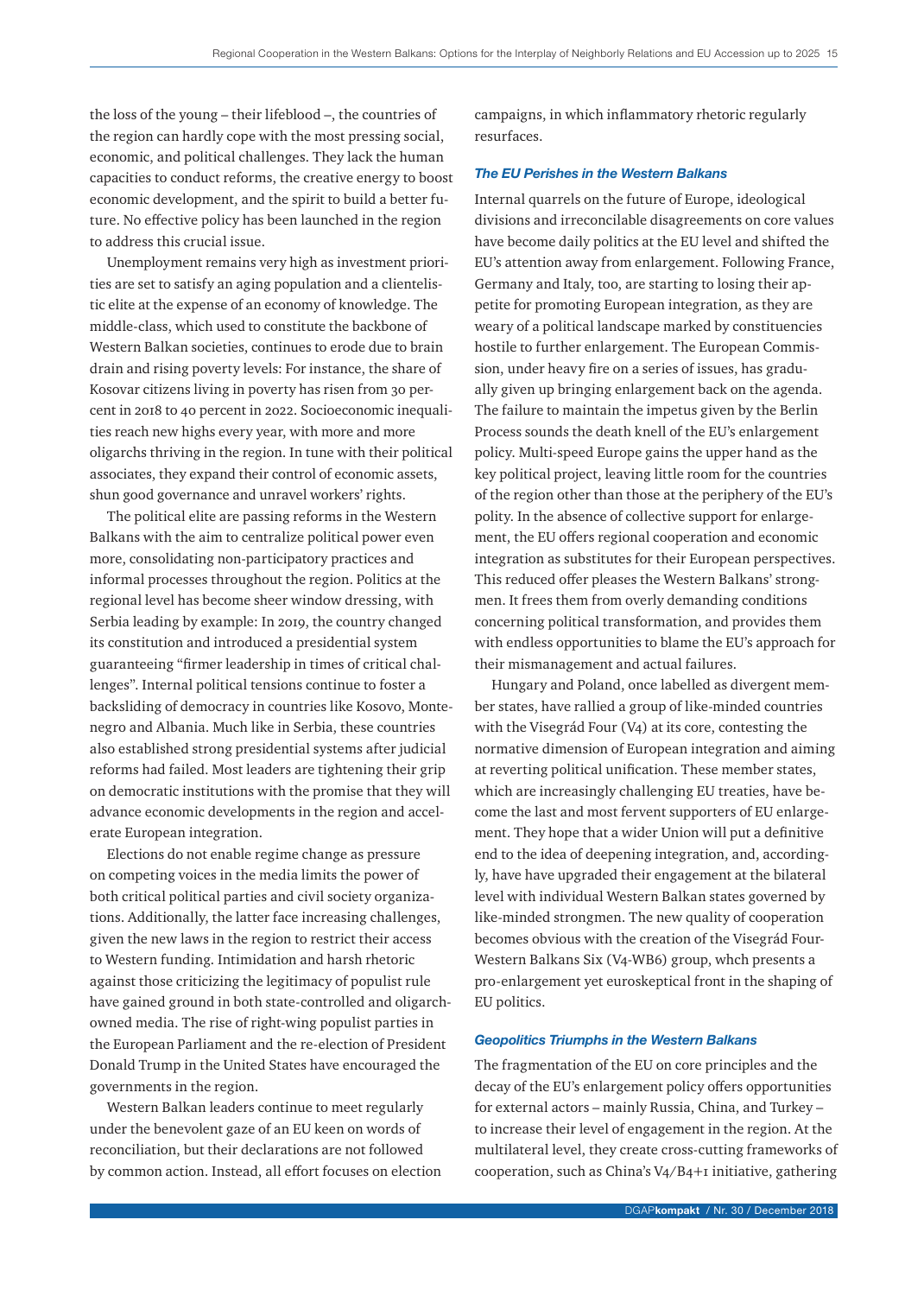the loss of the young – their lifeblood –, the countries of the region can hardly cope with the most pressing social, economic, and political challenges. They lack the human capacities to conduct reforms, the creative energy to boost economic development, and the spirit to build a better future. No effective policy has been launched in the region to address this crucial issue.

Unemployment remains very high as investment priorities are set to satisfy an aging population and a clientelistic elite at the expense of an economy of knowledge. The middle-class, which used to constitute the backbone of Western Balkan societies, continues to erode due to brain drain and rising poverty levels: For instance, the share of Kosovar citizens living in poverty has risen from 30 percent in 2018 to 40 percent in 2022. Socioeconomic inequalities reach new highs every year, with more and more oligarchs thriving in the region. In tune with their political associates, they expand their control of economic assets, shun good governance and unravel workers' rights.

The political elite are passing reforms in the Western Balkans with the aim to centralize political power even more, consolidating non-participatory practices and informal processes throughout the region. Politics at the regional level has become sheer window dressing, with Serbia leading by example: In 2019, the country changed its constitution and introduced a presidential system guaranteeing "firmer leadership in times of critical challenges". Internal political tensions continue to foster a backsliding of democracy in countries like Kosovo, Montenegro and Albania. Much like in Serbia, these countries also established strong presidential systems after judicial reforms had failed. Most leaders are tightening their grip on democratic institutions with the promise that they will advance economic developments in the region and accelerate European integration.

Elections do not enable regime change as pressure on competing voices in the media limits the power of both critical political parties and civil society organizations. Additionally, the latter face increasing challenges, given the new laws in the region to restrict their access to Western funding. Intimidation and harsh rhetoric against those criticizing the legitimacy of populist rule have gained ground in both state-controlled and oligarch-owned media. The rise of right-wing populist parties in the European Parliament and the re-election of President Donald Trump in the United States have encouraged the governments in the region.

Western Balkan leaders continue to meet regularly under the benevolent gaze of an EU keen on words of reconciliation, but their declarations are not followed by common action. Instead, all effort focuses on election campaigns, in which inflammatory rhetoric regularly resurfaces.

### *The EU Perishes in the Western Balkans*

Internal quarrels on the future of Europe, ideological divisions and irreconcilable disagreements on core values have become daily politics at the EU level and shifted the EU's attention away from enlargement. Following France, Germany and Italy, too, are starting to losing their appetite for promoting European integration, as they are weary of a political landscape marked by constituencies hostile to further enlargement. The European Commission, under heavy fire on a series of issues, has gradually given up bringing enlargement back on the agenda. The failure to maintain the impetus given by the Berlin Process sounds the death knell of the EU's enlargement policy. Multi-speed Europe gains the upper hand as the key political project, leaving little room for the countries of the region other than those at the periphery of the EU's polity. In the absence of collective support for enlargement, the EU offers regional cooperation and economic integration as substitutes for their European perspectives. This reduced offer pleases the Western Balkans' strongmen. It frees them from overly demanding conditions concerning political transformation, and provides them with endless opportunities to blame the EU's approach for their mismanagement and actual failures.

Hungary and Poland, once labelled as divergent member states, have rallied a group of like-minded countries with the Visegrád Four (V4) at its core, contesting the normative dimension of European integration and aiming at reverting political unification. These member states, which are increasingly challenging EU treaties, have become the last and most fervent supporters of EU enlargement. They hope that a wider Union will put a definitive end to the idea of deepening integration, and, accordingly, have have upgraded their engagement at the bilateral level with individual Western Balkan states governed by like-minded strongmen. The new quality of cooperation becomes obvious with the creation of the Visegrád Four-Western Balkans Six (V4-WB6) group, whch presents a pro-enlargement yet euroskeptical front in the shaping of EU politics.

### *Geopolitics Triumphs in the Western Balkans*

The fragmentation of the EU on core principles and the decay of the EU's enlargement policy offers opportunities for external actors – mainly Russia, China, and Turkey – to increase their level of engagement in the region. At the multilateral level, they create cross-cutting frameworks of cooperation, such as China's V4/B4+1 initiative, gathering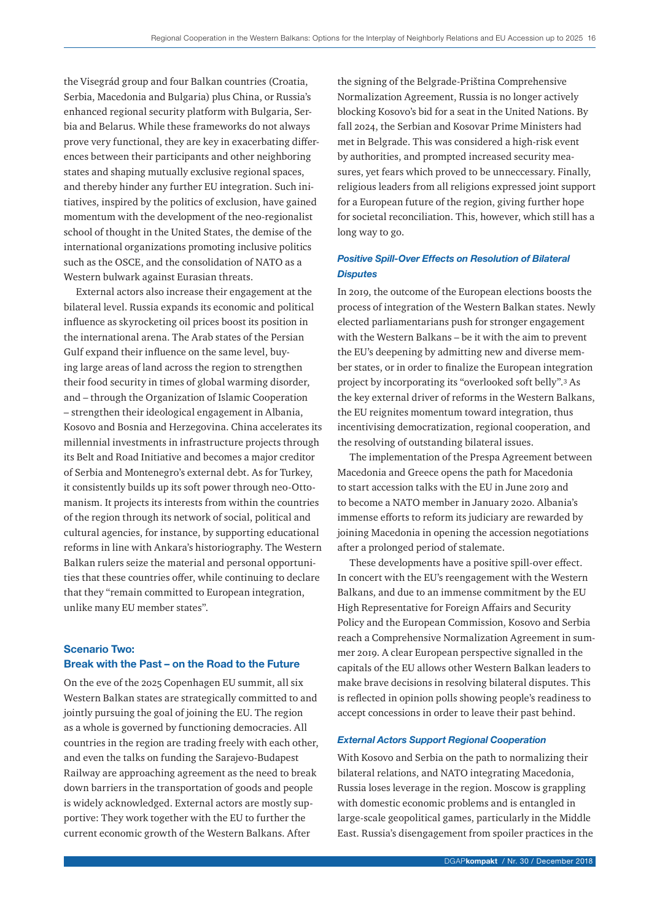the Visegrád group and four Balkan countries (Croatia, Serbia, Macedonia and Bulgaria) plus China, or Russia's enhanced regional security platform with Bulgaria, Serbia and Belarus. While these frameworks do not always prove very functional, they are key in exacerbating differences between their participants and other neighboring states and shaping mutually exclusive regional spaces, and thereby hinder any further EU integration. Such initiatives, inspired by the politics of exclusion, have gained momentum with the development of the neo-regionalist school of thought in the United States, the demise of the international organizations promoting inclusive politics such as the OSCE, and the consolidation of NATO as a Western bulwark against Eurasian threats.

External actors also increase their engagement at the bilateral level. Russia expands its economic and political influence as skyrocketing oil prices boost its position in the international arena. The Arab states of the Persian Gulf expand their influence on the same level, buying large areas of land across the region to strengthen their food security in times of global warming disorder, and – through the Organization of Islamic Cooperation – strengthen their ideological engagement in Albania, Kosovo and Bosnia and Herzegovina. China accelerates its millennial investments in infrastructure projects through its Belt and Road Initiative and becomes a major creditor of Serbia and Montenegro's external debt. As for Turkey, it consistently builds up its soft power through neo-Ottomanism. It projects its interests from within the countries of the region through its network of social, political and cultural agencies, for instance, by supporting educational reforms in line with Ankara's historiography. The Western Balkan rulers seize the material and personal opportunities that these countries offer, while continuing to declare that they "remain committed to European integration, unlike many EU member states".

## Scenario Two: Break with the Past – on the Road to the Future

On the eve of the 2025 Copenhagen EU summit, all six Western Balkan states are strategically committed to and jointly pursuing the goal of joining the EU. The region as a whole is governed by functioning democracies. All countries in the region are trading freely with each other, and even the talks on funding the Sarajevo-Budapest Railway are approaching agreement as the need to break down barriers in the transportation of goods and people is widely acknowledged. External actors are mostly supportive: They work together with the EU to further the current economic growth of the Western Balkans. After the signing of the Belgrade-Priština Comprehensive Normalization Agreement, Russia is no longer actively blocking Kosovo's bid for a seat in the United Nations. By fall 2024, the Serbian and Kosovar Prime Ministers had met in Belgrade. This was considered a high-risk event by authorities, and prompted increased security measures, yet fears which proved to be unneccessary. Finally, religious leaders from all religions expressed joint support for a European future of the region, giving further hope for societal reconciliation. This, however, which still has a long way to go.

### *Positive Spill-Over Effects on Resolution of Bilateral Disputes*

In 2019, the outcome of the European elections boosts the process of integration of the Western Balkan states. Newly elected parliamentarians push for stronger engagement with the Western Balkans – be it with the aim to prevent the EU's deepening by admitting new and diverse member states, or in order to finalize the European integration project by incorporating its "overlooked soft belly".[3] As the key external driver of reforms in the Western Balkans, the EU reignites momentum toward integration, thus incentivising democratization, regional cooperation, and the resolving of outstanding bilateral issues.

The implementation of the Prespa Agreement between Macedonia and Greece opens the path for Macedonia to start accession talks with the EU in June 2019 and to become a NATO member in January 2020. Albania's immense efforts to reform its judiciary are rewarded by joining Macedonia in opening the accession negotiations after a prolonged period of stalemate.

These developments have a positive spill-over effect. In concert with the EU's reengagement with the Western Balkans, and due to an immense commitment by the EU High Representative for Foreign Affairs and Security Policy and the European Commission, Kosovo and Serbia reach a Comprehensive Normalization Agreement in summer 2019. A clear European perspective signalled in the capitals of the EU allows other Western Balkan leaders to make brave decisions in resolving bilateral disputes. This is reflected in opinion polls showing people's readiness to accept concessions in order to leave their past behind.

### *External Actors Support Regional Cooperation*

With Kosovo and Serbia on the path to normalizing their bilateral relations, and NATO integrating Macedonia, Russia loses leverage in the region. Moscow is grappling with domestic economic problems and is entangled in large-scale geopolitical games, particularly in the Middle East. Russia's disengagement from spoiler practices in the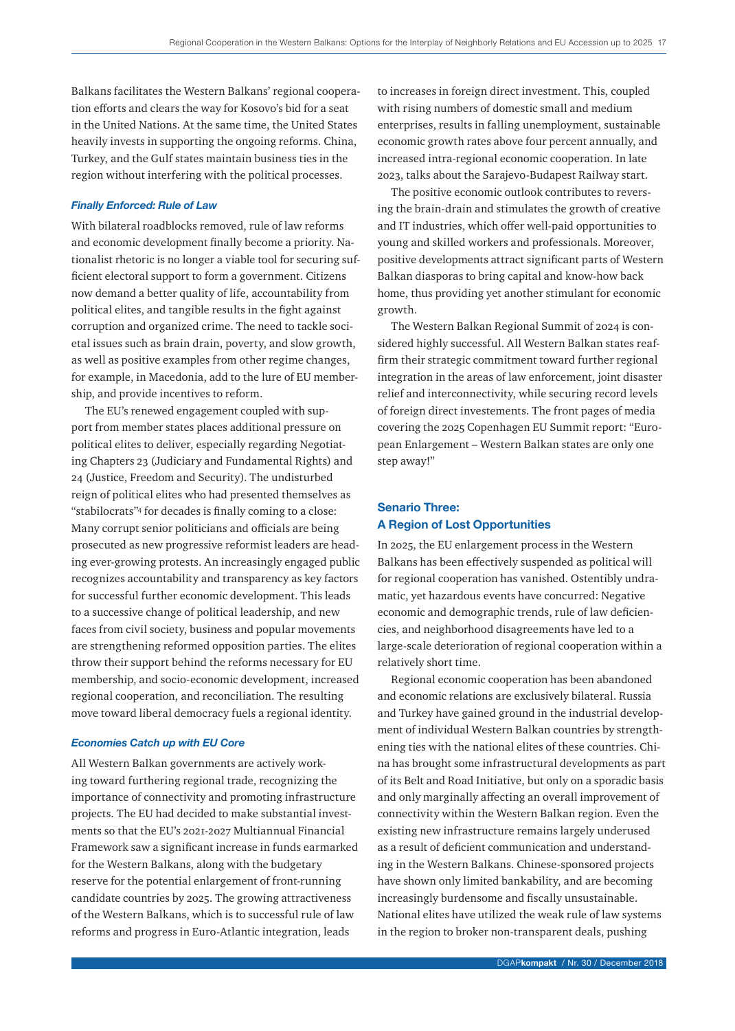Balkans facilitates the Western Balkans' regional cooperation efforts and clears the way for Kosovo's bid for a seat in the United Nations. At the same time, the United States heavily invests in supporting the ongoing reforms. China, Turkey, and the Gulf states maintain business ties in the region without interfering with the political processes.

### *Finally Enforced: Rule of Law*

With bilateral roadblocks removed, rule of law reforms and economic development finally become a priority. Nationalist rhetoric is no longer a viable tool for securing sufficient electoral support to form a government. Citizens now demand a better quality of life, accountability from political elites, and tangible results in the fight against corruption and organized crime. The need to tackle societal issues such as brain drain, poverty, and slow growth, as well as positive examples from other regime changes, for example, in Macedonia, add to the lure of EU membership, and provide incentives to reform.

The EU's renewed engagement coupled with support from member states places additional pressure on political elites to deliver, especially regarding Negotiating Chapters 23 (Judiciary and Fundamental Rights) and 24 (Justice, Freedom and Security). The undisturbed reign of political elites who had presented themselves as "stabilocrats"[4] for decades is finally coming to a close: Many corrupt senior politicians and officials are being prosecuted as new progressive reformist leaders are heading ever-growing protests. An increasingly engaged public recognizes accountability and transparency as key factors for successful further economic development. This leads to a successive change of political leadership, and new faces from civil society, business and popular movements are strengthening reformed opposition parties. The elites throw their support behind the reforms necessary for EU membership, and socio-economic development, increased regional cooperation, and reconciliation. The resulting move toward liberal democracy fuels a regional identity.

### *Economies Catch up with EU Core*

All Western Balkan governments are actively working toward furthering regional trade, recognizing the importance of connectivity and promoting infrastructure projects. The EU had decided to make substantial investments so that the EU's 2021-2027 Multiannual Financial Framework saw a significant increase in funds earmarked for the Western Balkans, along with the budgetary reserve for the potential enlargement of front-running candidate countries by 2025. The growing attractiveness of the Western Balkans, which is to successful rule of law reforms and progress in Euro-Atlantic integration, leads to increases in foreign direct investment. This, coupled with rising numbers of domestic small and medium enterprises, results in falling unemployment, sustainable economic growth rates above four percent annually, and increased intra-regional economic cooperation. In late 2023, talks about the Sarajevo-Budapest Railway start.

The positive economic outlook contributes to reversing the brain-drain and stimulates the growth of creative and IT industries, which offer well-paid opportunities to young and skilled workers and professionals. Moreover, positive developments attract significant parts of Western Balkan diasporas to bring capital and know-how back home, thus providing yet another stimulant for economic growth.

The Western Balkan Regional Summit of 2024 is considered highly successful. All Western Balkan states reaffirm their strategic commitment toward further regional integration in the areas of law enforcement, joint disaster relief and interconnectivity, while securing record levels of foreign direct investements. The front pages of media covering the 2025 Copenhagen EU Summit report: "European Enlargement – Western Balkan states are only one step away!"

## Senario Three: A Region of Lost Opportunities

In 2025, the EU enlargement process in the Western Balkans has been effectively suspended as political will for regional cooperation has vanished. Ostentibly undramatic, yet hazardous events have concurred: Negative economic and demographic trends, rule of law deficiencies, and neighborhood disagreements have led to a large-scale deterioration of regional cooperation within a relatively short time.

Regional economic cooperation has been abandoned and economic relations are exclusively bilateral. Russia and Turkey have gained ground in the industrial development of individual Western Balkan countries by strengthening ties with the national elites of these countries. China has brought some infrastructural developments as part of its Belt and Road Initiative, but only on a sporadic basis and only marginally affecting an overall improvement of connectivity within the Western Balkan region. Even the existing new infrastructure remains largely underused as a result of deficient communication and understanding in the Western Balkans. Chinese-sponsored projects have shown only limited bankability, and are becoming increasingly burdensome and fiscally unsustainable. National elites have utilized the weak rule of law systems in the region to broker non-transparent deals, pushing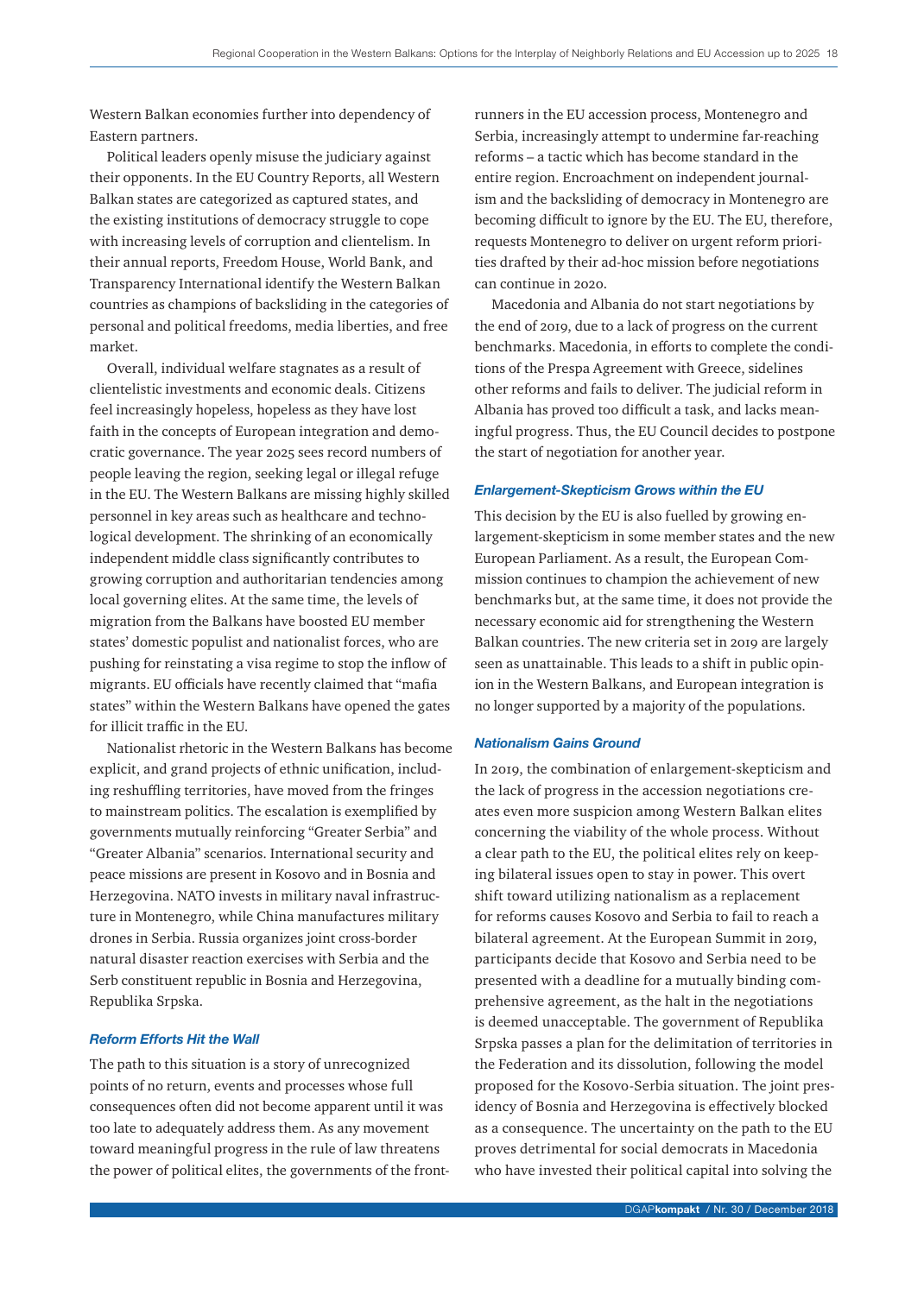Western Balkan economies further into dependency of Eastern partners.

Political leaders openly misuse the judiciary against their opponents. In the EU Country Reports, all Western Balkan states are categorized as captured states, and the existing institutions of democracy struggle to cope with increasing levels of corruption and clientelism. In their annual reports, Freedom House, World Bank, and Transparency International identify the Western Balkan countries as champions of backsliding in the categories of personal and political freedoms, media liberties, and free market.

Overall, individual welfare stagnates as a result of clientelistic investments and economic deals. Citizens feel increasingly hopeless, hopeless as they have lost faith in the concepts of European integration and democratic governance. The year 2025 sees record numbers of people leaving the region, seeking legal or illegal refuge in the EU. The Western Balkans are missing highly skilled personnel in key areas such as healthcare and technological development. The shrinking of an economically independent middle class significantly contributes to growing corruption and authoritarian tendencies among local governing elites. At the same time, the levels of migration from the Balkans have boosted EU member states' domestic populist and nationalist forces, who are pushing for reinstating a visa regime to stop the inflow of migrants. EU officials have recently claimed that "mafia states" within the Western Balkans have opened the gates for illicit traffic in the EU.

Nationalist rhetoric in the Western Balkans has become explicit, and grand projects of ethnic unification, including reshuffling territories, have moved from the fringes to mainstream politics. The escalation is exemplified by governments mutually reinforcing "Greater Serbia" and "Greater Albania" scenarios. International security and peace missions are present in Kosovo and in Bosnia and Herzegovina. NATO invests in military naval infrastructure in Montenegro, while China manufactures military drones in Serbia. Russia organizes joint cross-border natural disaster reaction exercises with Serbia and the Serb constituent republic in Bosnia and Herzegovina, Republika Srpska.

### *Reform Efforts Hit the Wall*

The path to this situation is a story of unrecognized points of no return, events and processes whose full consequences often did not become apparent until it was too late to adequately address them. As any movement toward meaningful progress in the rule of law threatens the power of political elites, the governments of the front-runners in the EU accession process, Montenegro and Serbia, increasingly attempt to undermine far-reaching reforms – a tactic which has become standard in the entire region. Encroachment on independent journalism and the backsliding of democracy in Montenegro are becoming difficult to ignore by the EU. The EU, therefore, requests Montenegro to deliver on urgent reform priorities drafted by their ad-hoc mission before negotiations can continue in 2020.

Macedonia and Albania do not start negotiations by the end of 2019, due to a lack of progress on the current benchmarks. Macedonia, in efforts to complete the conditions of the Prespa Agreement with Greece, sidelines other reforms and fails to deliver. The judicial reform in Albania has proved too difficult a task, and lacks meaningful progress. Thus, the EU Council decides to postpone the start of negotiation for another year.

### *Enlargement-Skepticism Grows within the EU*

This decision by the EU is also fuelled by growing enlargement-skepticism in some member states and the new European Parliament. As a result, the European Commission continues to champion the achievement of new benchmarks but, at the same time, it does not provide the necessary economic aid for strengthening the Western Balkan countries. The new criteria set in 2019 are largely seen as unattainable. This leads to a shift in public opinion in the Western Balkans, and European integration is no longer supported by a majority of the populations.

### *Nationalism Gains Ground*

In 2019, the combination of enlargement-skepticism and the lack of progress in the accession negotiations creates even more suspicion among Western Balkan elites concerning the viability of the whole process. Without a clear path to the EU, the political elites rely on keeping bilateral issues open to stay in power. This overt shift toward utilizing nationalism as a replacement for reforms causes Kosovo and Serbia to fail to reach a bilateral agreement. At the European Summit in 2019, participants decide that Kosovo and Serbia need to be presented with a deadline for a mutually binding comprehensive agreement, as the halt in the negotiations is deemed unacceptable. The government of Republika Srpska passes a plan for the delimitation of territories in the Federation and its dissolution, following the model proposed for the Kosovo-Serbia situation. The joint presidency of Bosnia and Herzegovina is effectively blocked as a consequence. The uncertainty on the path to the EU proves detrimental for social democrats in Macedonia who have invested their political capital into solving the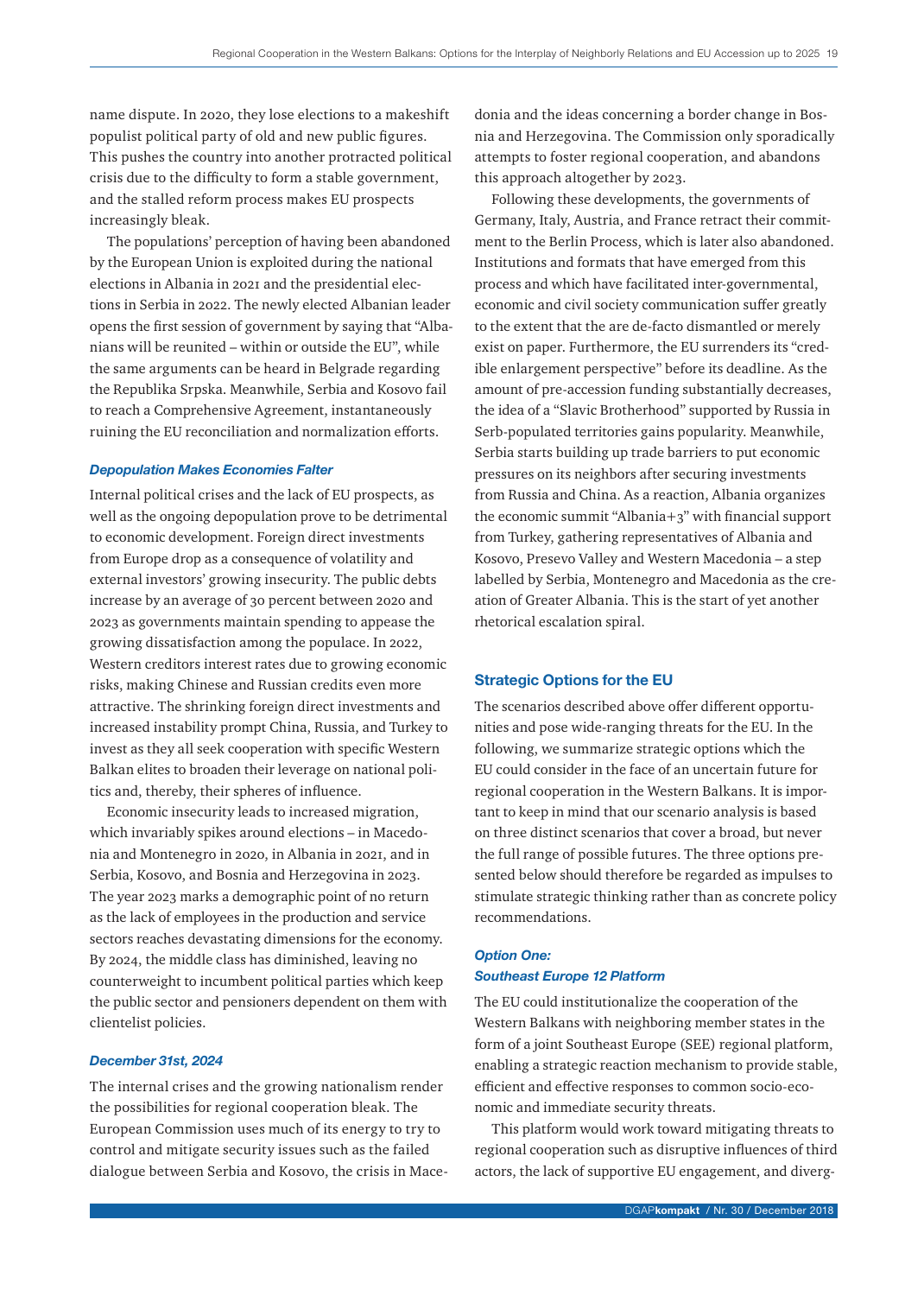name dispute. In 2020, they lose elections to a makeshift populist political party of old and new public figures. This pushes the country into another protracted political crisis due to the difficulty to form a stable government, and the stalled reform process makes EU prospects increasingly bleak.

The populations' perception of having been abandoned by the European Union is exploited during the national elections in Albania in 2021 and the presidential elections in Serbia in 2022. The newly elected Albanian leader opens the first session of government by saying that "Albanians will be reunited – within or outside the EU", while the same arguments can be heard in Belgrade regarding the Republika Srpska. Meanwhile, Serbia and Kosovo fail to reach a Comprehensive Agreement, instantaneously ruining the EU reconciliation and normalization efforts.

### *Depopulation Makes Economies Falter*

Internal political crises and the lack of EU prospects, as well as the ongoing depopulation prove to be detrimental to economic development. Foreign direct investments from Europe drop as a consequence of volatility and external investors' growing insecurity. The public debts increase by an average of 30 percent between 2020 and 2023 as governments maintain spending to appease the growing dissatisfaction among the populace. In 2022, Western creditors interest rates due to growing economic risks, making Chinese and Russian credits even more attractive. The shrinking foreign direct investments and increased instability prompt China, Russia, and Turkey to invest as they all seek cooperation with specific Western Balkan elites to broaden their leverage on national politics and, thereby, their spheres of influence.

Economic insecurity leads to increased migration, which invariably spikes around elections – in Macedonia and Montenegro in 2020, in Albania in 2021, and in Serbia, Kosovo, and Bosnia and Herzegovina in 2023. The year 2023 marks a demographic point of no return as the lack of employees in the production and service sectors reaches devastating dimensions for the economy. By 2024, the middle class has diminished, leaving no counterweight to incumbent political parties which keep the public sector and pensioners dependent on them with clientelist policies.

### *December 31st, 2024*

The internal crises and the growing nationalism render the possibilities for regional cooperation bleak. The European Commission uses much of its energy to try to control and mitigate security issues such as the failed dialogue between Serbia and Kosovo, the crisis in Macedonia and the ideas concerning a border change in Bosnia and Herzegovina. The Commission only sporadically attempts to foster regional cooperation, and abandons this approach altogether by 2023.

Following these developments, the governments of Germany, Italy, Austria, and France retract their commitment to the Berlin Process, which is later also abandoned. Institutions and formats that have emerged from this process and which have facilitated inter-governmental, economic and civil society communication suffer greatly to the extent that the are de-facto dismantled or merely exist on paper. Furthermore, the EU surrenders its "credible enlargement perspective" before its deadline. As the amount of pre-accession funding substantially decreases, the idea of a "Slavic Brotherhood" supported by Russia in Serb-populated territories gains popularity. Meanwhile, Serbia starts building up trade barriers to put economic pressures on its neighbors after securing investments from Russia and China. As a reaction, Albania organizes the economic summit "Albania+3" with financial support from Turkey, gathering representatives of Albania and Kosovo, Presevo Valley and Western Macedonia – a step labelled by Serbia, Montenegro and Macedonia as the creation of Greater Albania. This is the start of yet another rhetorical escalation spiral.

## Strategic Options for the EU

The scenarios described above offer different opportunities and pose wide-ranging threats for the EU. In the following, we summarize strategic options which the EU could consider in the face of an uncertain future for regional cooperation in the Western Balkans. It is important to keep in mind that our scenario analysis is based on three distinct scenarios that cover a broad, but never the full range of possible futures. The three options presented below should therefore be regarded as impulses to stimulate strategic thinking rather than as concrete policy recommendations.

### *Option One: Southeast Europe 12 Platform*

The EU could institutionalize the cooperation of the Western Balkans with neighboring member states in the form of a joint Southeast Europe (SEE) regional platform, enabling a strategic reaction mechanism to provide stable, efficient and effective responses to common socio-economic and immediate security threats.

This platform would work toward mitigating threats to regional cooperation such as disruptive influences of third actors, the lack of supportive EU engagement, and diverg-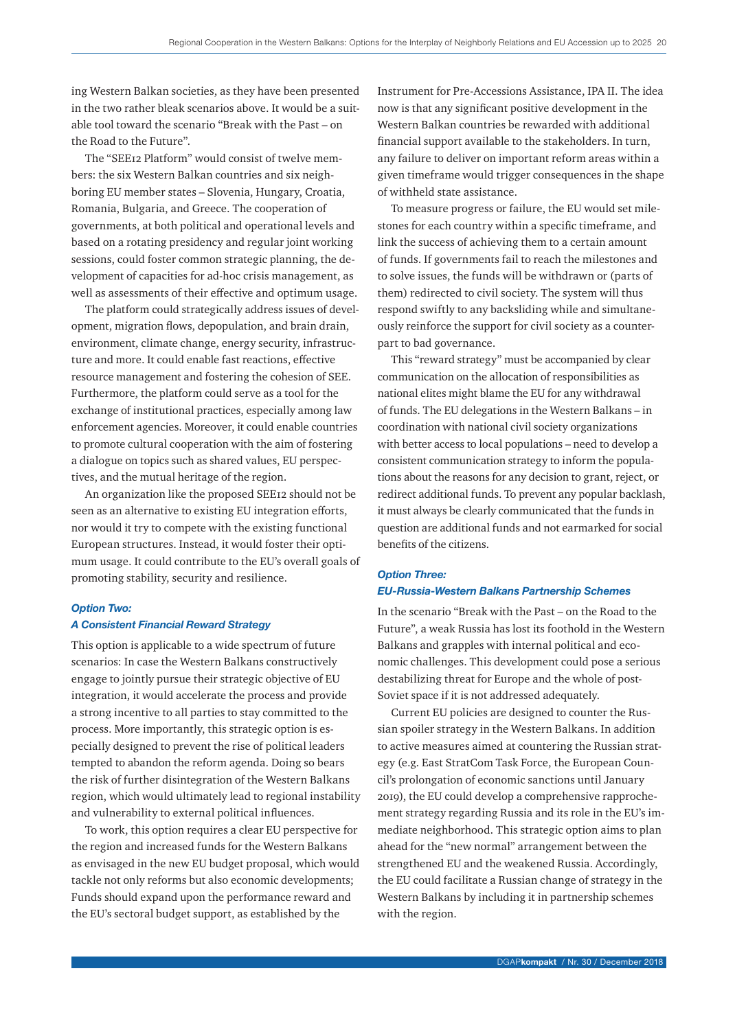ing Western Balkan societies, as they have been presented in the two rather bleak scenarios above. It would be a suitable tool toward the scenario "Break with the Past – on the Road to the Future".

The "SEE12 Platform" would consist of twelve members: the six Western Balkan countries and six neighboring EU member states – Slovenia, Hungary, Croatia, Romania, Bulgaria, and Greece. The cooperation of governments, at both political and operational levels and based on a rotating presidency and regular joint working sessions, could foster common strategic planning, the development of capacities for ad-hoc crisis management, as well as assessments of their effective and optimum usage.

The platform could strategically address issues of development, migration flows, depopulation, and brain drain, environment, climate change, energy security, infrastructure and more. It could enable fast reactions, effective resource management and fostering the cohesion of SEE. Furthermore, the platform could serve as a tool for the exchange of institutional practices, especially among law enforcement agencies. Moreover, it could enable countries to promote cultural cooperation with the aim of fostering a dialogue on topics such as shared values, EU perspectives, and the mutual heritage of the region.

An organization like the proposed SEE12 should not be seen as an alternative to existing EU integration efforts, nor would it try to compete with the existing functional European structures. Instead, it would foster their optimum usage. It could contribute to the EU's overall goals of promoting stability, security and resilience.

### *Option Two: A Consistent Financial Reward Strategy*

This option is applicable to a wide spectrum of future scenarios: In case the Western Balkans constructively engage to jointly pursue their strategic objective of EU integration, it would accelerate the process and provide a strong incentive to all parties to stay committed to the process. More importantly, this strategic option is especially designed to prevent the rise of political leaders tempted to abandon the reform agenda. Doing so bears the risk of further disintegration of the Western Balkans region, which would ultimately lead to regional instability and vulnerability to external political influences.

To work, this option requires a clear EU perspective for the region and increased funds for the Western Balkans as envisaged in the new EU budget proposal, which would tackle not only reforms but also economic developments; Funds should expand upon the performance reward and the EU's sectoral budget support, as established by the Instrument for Pre-Accessions Assistance, IPA II. The idea now is that any significant positive development in the Western Balkan countries be rewarded with additional financial support available to the stakeholders. In turn, any failure to deliver on important reform areas within a given timeframe would trigger consequences in the shape of withheld state assistance.

To measure progress or failure, the EU would set milestones for each country within a specific timeframe, and link the success of achieving them to a certain amount of funds. If governments fail to reach the milestones and to solve issues, the funds will be withdrawn or (parts of them) redirected to civil society. The system will thus respond swiftly to any backsliding while and simultaneously reinforce the support for civil society as a counterpart to bad governance.

This "reward strategy" must be accompanied by clear communication on the allocation of responsibilities as national elites might blame the EU for any withdrawal of funds. The EU delegations in the Western Balkans – in coordination with national civil society organizations with better access to local populations – need to develop a consistent communication strategy to inform the populations about the reasons for any decision to grant, reject, or redirect additional funds. To prevent any popular backlash, it must always be clearly communicated that the funds in question are additional funds and not earmarked for social benefits of the citizens.

### *Option Three: EU-Russia-Western Balkans Partnership Schemes*

In the scenario "Break with the Past – on the Road to the Future", a weak Russia has lost its foothold in the Western Balkans and grapples with internal political and economic challenges. This development could pose a serious destabilizing threat for Europe and the whole of post-Soviet space if it is not addressed adequately.

Current EU policies are designed to counter the Russian spoiler strategy in the Western Balkans. In addition to active measures aimed at countering the Russian strategy (e.g. East StratCom Task Force, the European Council's prolongation of economic sanctions until January 2019), the EU could develop a comprehensive rapprochement strategy regarding Russia and its role in the EU's immediate neighborhood. This strategic option aims to plan ahead for the "new normal" arrangement between the strengthened EU and the weakened Russia. Accordingly, the EU could facilitate a Russian change of strategy in the Western Balkans by including it in partnership schemes with the region.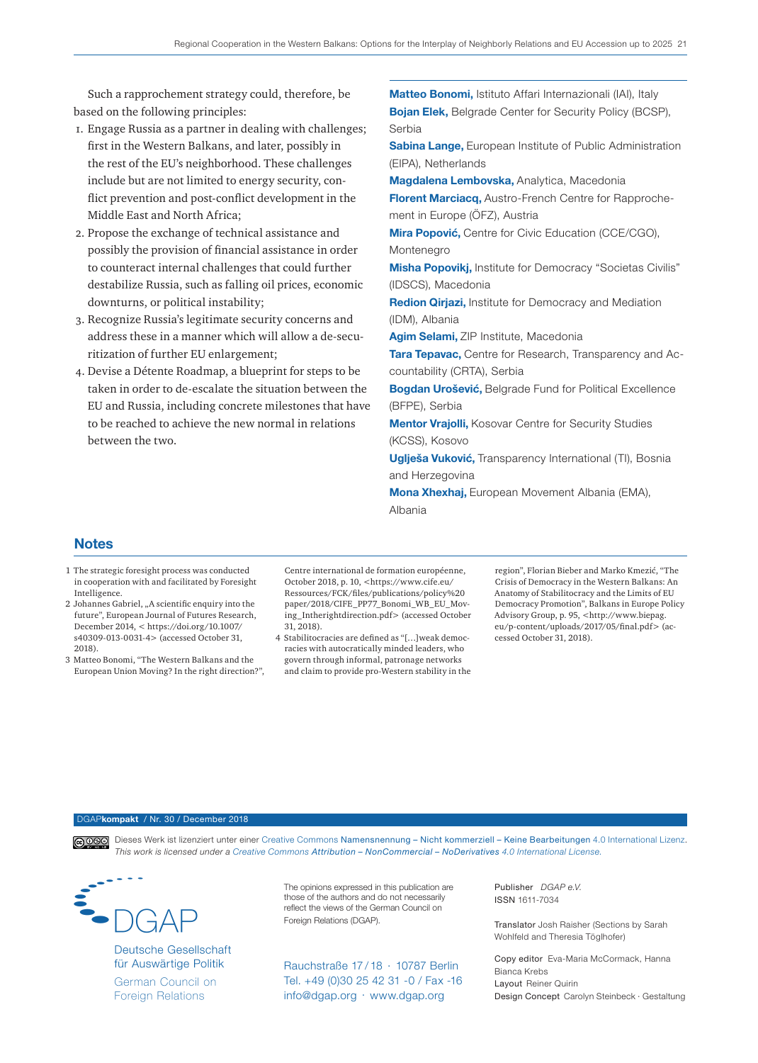Such a rapprochement strategy could, therefore, be based on the following principles:

1. Engage Russia as a partner in dealing with challenges; first in the Western Balkans, and later, possibly in the rest of the EU's neighborhood. These challenges include but are not limited to energy security, conflict prevention and post-conflict development in the Middle East and North Africa;
2. Propose the exchange of technical assistance and possibly the provision of financial assistance in order to counteract internal challenges that could further destabilize Russia, such as falling oil prices, economic downturns, or political instability;
3. Recognize Russia's legitimate security concerns and address these in a manner which will allow a de-securitization of further EU enlargement;
4. Devise a Détente Roadmap, a blueprint for steps to be taken in order to de-escalate the situation between the EU and Russia, including concrete milestones that have to be reached to achieve the new normal in relations between the two.

**Matteo Bonomi,** Istituto Affari Internazionali (IAI), Italy
**Bojan Elek,** Belgrade Center for Security Policy (BCSP), Serbia
**Sabina Lange,** European Institute of Public Administration (EIPA), Netherlands
**Magdalena Lembovska,** Analytica, Macedonia
**Florent Marciacq,** Austro-French Centre for Rapprochement in Europe (ÖFZ), Austria
**Mira Popović,** Centre for Civic Education (CCE/CGO), Montenegro
**Misha Popovikj,** Institute for Democracy "Societas Civilis" (IDSCS), Macedonia
**Redion Qirjazi,** Institute for Democracy and Mediation (IDM), Albania
**Agim Selami,** ZIP Institute, Macedonia
**Tara Tepavac,** Centre for Research, Transparency and Accountability (CRTA), Serbia
**Bogdan Urošević,** Belgrade Fund for Political Excellence (BFPE), Serbia
**Mentor Vrajolli,** Kosovar Centre for Security Studies (KCSS), Kosovo
**Uglješa Vuković,** Transparency International (TI), Bosnia and Herzegovina
**Mona Xhexhaj,** European Movement Albania (EMA), Albania

## Notes

1 The strategic foresight process was conducted in cooperation with and facilitated by Foresight Intelligence.
2 Johannes Gabriel, „A scientific enquiry into the future", European Journal of Futures Research, December 2014, < https://doi.org/10.1007/s40309-013-0031-4> (accessed October 31, 2018).
3 Matteo Bonomi, "The Western Balkans and the European Union Moving? In the right direction?", Centre international de formation européenne, October 2018, p. 10, <https://www.cife.eu/Ressources/FCK/files/publications/policy%20paper/2018/CIFE_PP77_Bonomi_WB_EU_Moving_Interightdirection.pdf> (accessed October 31, 2018).
4 Stabilitocracies are defined as "[…]weak democracies with autocratically minded leaders, who govern through informal, patronage networks and claim to provide pro-Western stability in the region", Florian Bieber and Marko Kmezić, "The Crisis of Democracy in the Western Balkans: An Anatomy of Stabilitocracy and the Limits of EU Democracy Promotion", Balkans in Europe Policy Advisory Group, p. 95, <http://www.biepag.eu/p-content/uploads/2017/05/final.pdf> (accessed October 31, 2018).

DGAP**kompakt** / Nr. 30 / December 2018

Dieses Werk ist lizenziert unter einer Creative Commons Namensnennung – Nicht kommerziell – Keine Bearbeitungen 4.0 International Lizenz.
*This work is licensed under a Creative Commons Attribution – NonCommercial – NoDerivatives 4.0 International License.*

DGAP
Deutsche Gesellschaft für Auswärtige Politik
German Council on Foreign Relations

The opinions expressed in this publication are those of the authors and do not necessarily reflect the views of the German Council on Foreign Relations (DGAP).

Rauchstraße 17 / 18 · 10787 Berlin
Tel. +49 (0)30 25 42 31 -0 / Fax -16
info@dgap.org · www.dgap.org

Publisher *DGAP e.V.*
ISSN 1611-7034

Translator Josh Raisher (Sections by Sarah Wohlfeld and Theresia Töglhofer)

Copy editor Eva-Maria McCormack, Hanna Bianca Krebs
Layout Reiner Quirin
Design Concept Carolyn Steinbeck · Gestaltung